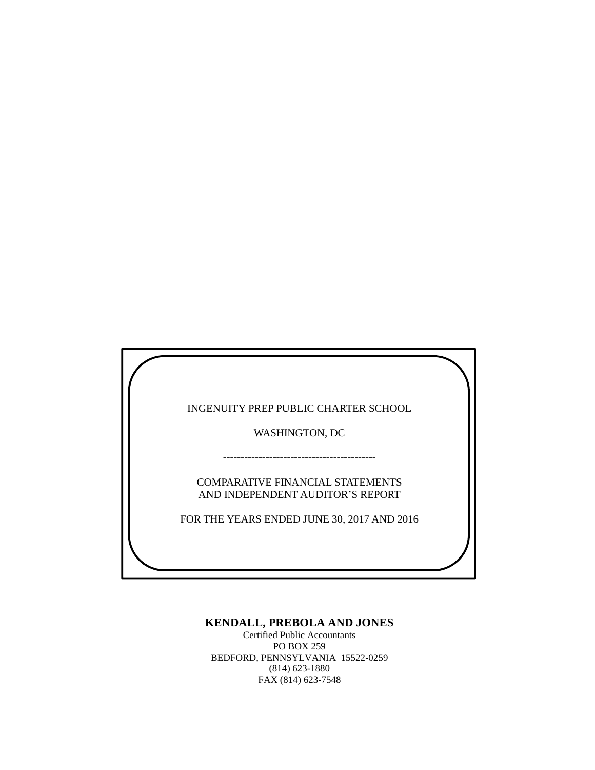INGENUITY PREP PUBLIC CHARTER SCHOOL

WASHINGTON, DC

-------------------------------------------

COMPARATIVE FINANCIAL STATEMENTS
AND INDEPENDENT AUDITOR'S REPORT

FOR THE YEARS ENDED JUNE 30, 2017 AND 2016

**KENDALL, PREBOLA AND JONES**

Certified Public Accountants
PO BOX 259
BEDFORD, PENNSYLVANIA 15522-0259
(814) 623-1880
FAX (814) 623-7548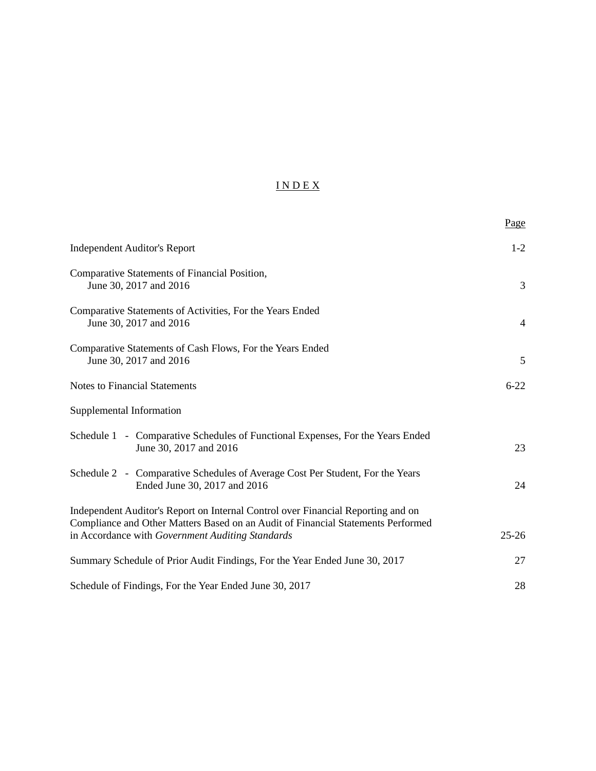# I N D E X

| | Page |
|---|---|
| Independent Auditor's Report | 1-2 |
| Comparative Statements of Financial Position, June 30, 2017 and 2016 | 3 |
| Comparative Statements of Activities, For the Years Ended June 30, 2017 and 2016 | 4 |
| Comparative Statements of Cash Flows, For the Years Ended June 30, 2017 and 2016 | 5 |
| Notes to Financial Statements | 6-22 |
| Supplemental Information | |
| Schedule 1 - Comparative Schedules of Functional Expenses, For the Years Ended June 30, 2017 and 2016 | 23 |
| Schedule 2 - Comparative Schedules of Average Cost Per Student, For the Years Ended June 30, 2017 and 2016 | 24 |
| Independent Auditor's Report on Internal Control over Financial Reporting and on Compliance and Other Matters Based on an Audit of Financial Statements Performed in Accordance with *Government Auditing Standards* | 25-26 |
| Summary Schedule of Prior Audit Findings, For the Year Ended June 30, 2017 | 27 |
| Schedule of Findings, For the Year Ended June 30, 2017 | 28 |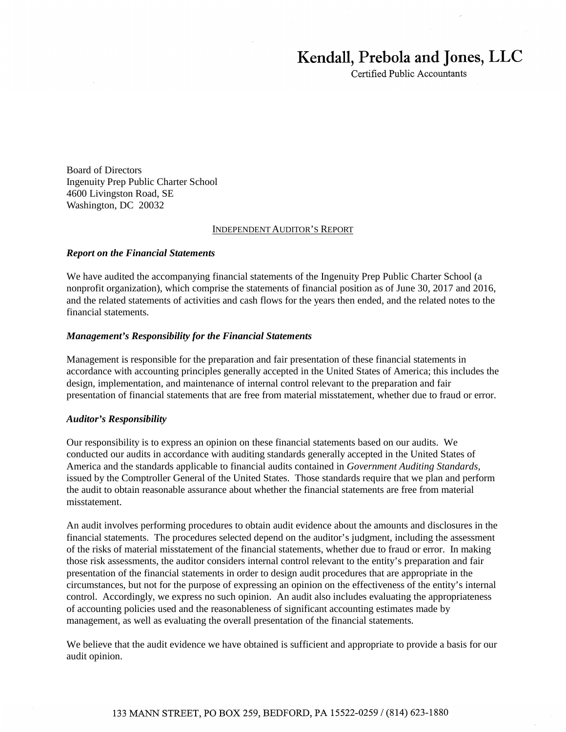# Kendall, Prebola and Jones, LLC

Certified Public Accountants

Board of Directors
Ingenuity Prep Public Charter School
4600 Livingston Road, SE
Washington, DC 20032

## INDEPENDENT AUDITOR'S REPORT

***Report on the Financial Statements***

We have audited the accompanying financial statements of the Ingenuity Prep Public Charter School (a nonprofit organization), which comprise the statements of financial position as of June 30, 2017 and 2016, and the related statements of activities and cash flows for the years then ended, and the related notes to the financial statements.

***Management's Responsibility for the Financial Statements***

Management is responsible for the preparation and fair presentation of these financial statements in accordance with accounting principles generally accepted in the United States of America; this includes the design, implementation, and maintenance of internal control relevant to the preparation and fair presentation of financial statements that are free from material misstatement, whether due to fraud or error.

***Auditor's Responsibility***

Our responsibility is to express an opinion on these financial statements based on our audits. We conducted our audits in accordance with auditing standards generally accepted in the United States of America and the standards applicable to financial audits contained in *Government Auditing Standards*, issued by the Comptroller General of the United States. Those standards require that we plan and perform the audit to obtain reasonable assurance about whether the financial statements are free from material misstatement.

An audit involves performing procedures to obtain audit evidence about the amounts and disclosures in the financial statements. The procedures selected depend on the auditor's judgment, including the assessment of the risks of material misstatement of the financial statements, whether due to fraud or error. In making those risk assessments, the auditor considers internal control relevant to the entity's preparation and fair presentation of the financial statements in order to design audit procedures that are appropriate in the circumstances, but not for the purpose of expressing an opinion on the effectiveness of the entity's internal control. Accordingly, we express no such opinion. An audit also includes evaluating the appropriateness of accounting policies used and the reasonableness of significant accounting estimates made by management, as well as evaluating the overall presentation of the financial statements.

We believe that the audit evidence we have obtained is sufficient and appropriate to provide a basis for our audit opinion.

133 MANN STREET, PO BOX 259, BEDFORD, PA 15522-0259 / (814) 623-1880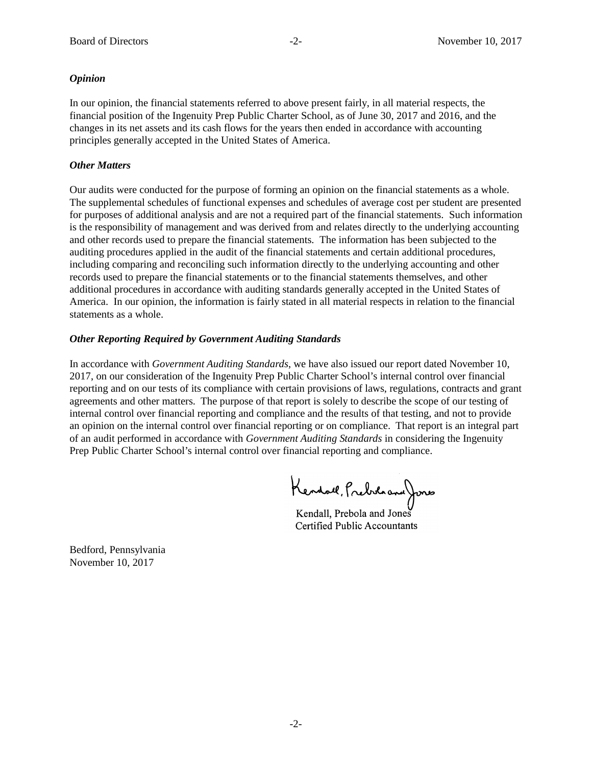### *Opinion*

In our opinion, the financial statements referred to above present fairly, in all material respects, the financial position of the Ingenuity Prep Public Charter School, as of June 30, 2017 and 2016, and the changes in its net assets and its cash flows for the years then ended in accordance with accounting principles generally accepted in the United States of America.

### *Other Matters*

Our audits were conducted for the purpose of forming an opinion on the financial statements as a whole. The supplemental schedules of functional expenses and schedules of average cost per student are presented for purposes of additional analysis and are not a required part of the financial statements. Such information is the responsibility of management and was derived from and relates directly to the underlying accounting and other records used to prepare the financial statements. The information has been subjected to the auditing procedures applied in the audit of the financial statements and certain additional procedures, including comparing and reconciling such information directly to the underlying accounting and other records used to prepare the financial statements or to the financial statements themselves, and other additional procedures in accordance with auditing standards generally accepted in the United States of America. In our opinion, the information is fairly stated in all material respects in relation to the financial statements as a whole.

### *Other Reporting Required by Government Auditing Standards*

In accordance with *Government Auditing Standards*, we have also issued our report dated November 10, 2017, on our consideration of the Ingenuity Prep Public Charter School's internal control over financial reporting and on our tests of its compliance with certain provisions of laws, regulations, contracts and grant agreements and other matters. The purpose of that report is solely to describe the scope of our testing of internal control over financial reporting and compliance and the results of that testing, and not to provide an opinion on the internal control over financial reporting or on compliance. That report is an integral part of an audit performed in accordance with *Government Auditing Standards* in considering the Ingenuity Prep Public Charter School's internal control over financial reporting and compliance.

Kendall, Prebola and Jones
Certified Public Accountants

Bedford, Pennsylvania
November 10, 2017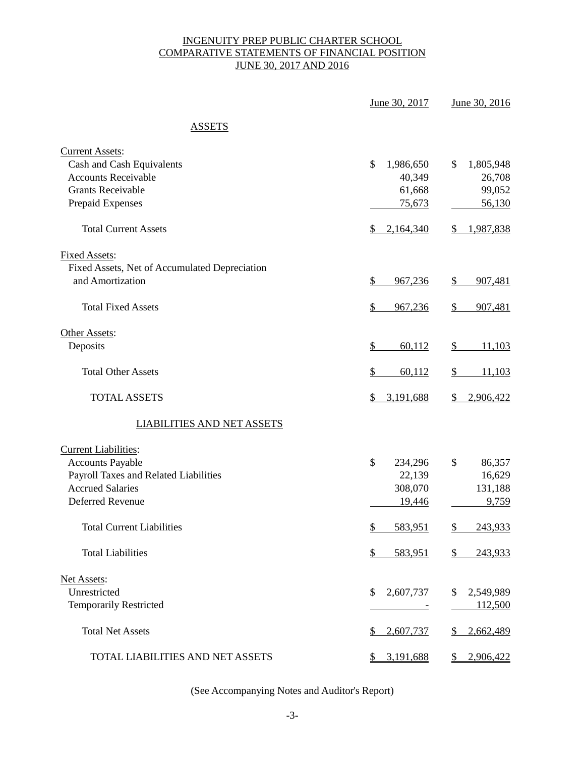# INGENUITY PREP PUBLIC CHARTER SCHOOL
## COMPARATIVE STATEMENTS OF FINANCIAL POSITION
### JUNE 30, 2017 AND 2016

| | June 30, 2017 | June 30, 2016 |
|---|---|---|
| **ASSETS** | | |
| Current Assets: | | |
| Cash and Cash Equivalents | $ 1,986,650 | $ 1,805,948 |
| Accounts Receivable | 40,349 | 26,708 |
| Grants Receivable | 61,668 | 99,052 |
| Prepaid Expenses | 75,673 | 56,130 |
| Total Current Assets | $ 2,164,340 | $ 1,987,838 |
| Fixed Assets: | | |
| Fixed Assets, Net of Accumulated Depreciation and Amortization | $ 967,236 | $ 907,481 |
| Total Fixed Assets | $ 967,236 | $ 907,481 |
| Other Assets: | | |
| Deposits | $ 60,112 | $ 11,103 |
| Total Other Assets | $ 60,112 | $ 11,103 |
| TOTAL ASSETS | $ 3,191,688 | $ 2,906,422 |
| **LIABILITIES AND NET ASSETS** | | |
| Current Liabilities: | | |
| Accounts Payable | $ 234,296 | $ 86,357 |
| Payroll Taxes and Related Liabilities | 22,139 | 16,629 |
| Accrued Salaries | 308,070 | 131,188 |
| Deferred Revenue | 19,446 | 9,759 |
| Total Current Liabilities | $ 583,951 | $ 243,933 |
| Total Liabilities | $ 583,951 | $ 243,933 |
| Net Assets: | | |
| Unrestricted | $ 2,607,737 | $ 2,549,989 |
| Temporarily Restricted | - | 112,500 |
| Total Net Assets | $ 2,607,737 | $ 2,662,489 |
| TOTAL LIABILITIES AND NET ASSETS | $ 3,191,688 | $ 2,906,422 |

(See Accompanying Notes and Auditor's Report)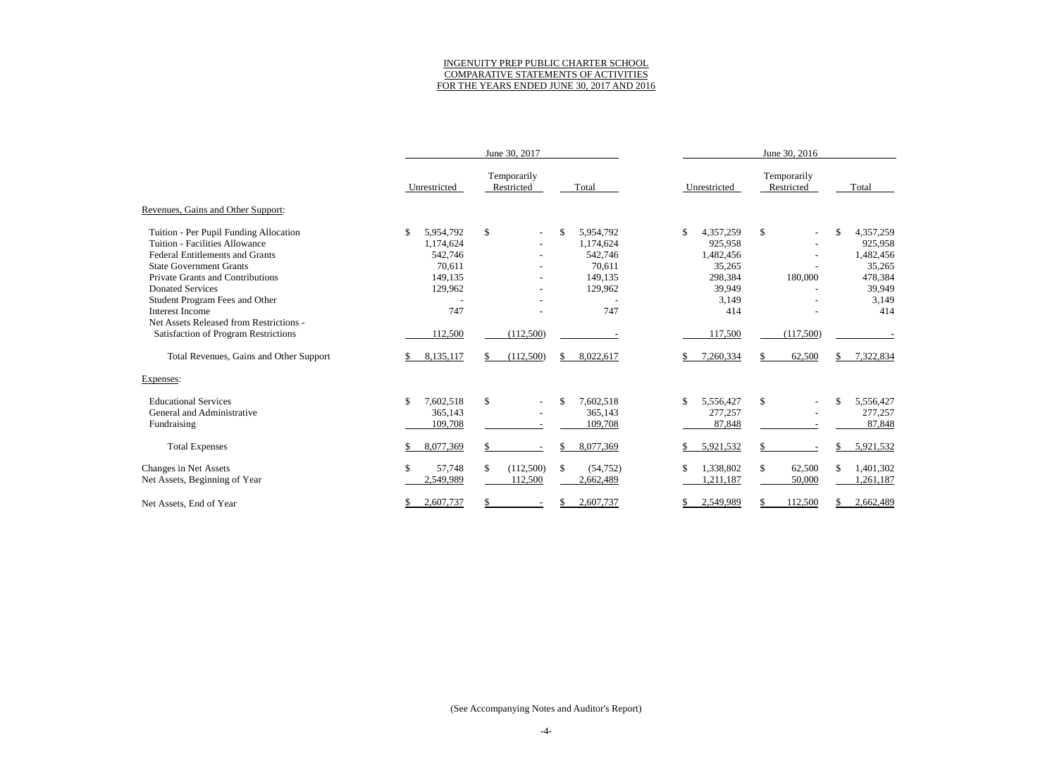INGENUITY PREP PUBLIC CHARTER SCHOOL
COMPARATIVE STATEMENTS OF ACTIVITIES
FOR THE YEARS ENDED JUNE 30, 2017 AND 2016

| | June 30, 2017 | | | June 30, 2016 | | |
|---|---|---|---|---|---|---|
| | Unrestricted | Temporarily Restricted | Total | Unrestricted | Temporarily Restricted | Total |
| Revenues, Gains and Other Support: | | | | | | |
| Tuition - Per Pupil Funding Allocation | $ 5,954,792 | $ - | $ 5,954,792 | $ 4,357,259 | $ - | $ 4,357,259 |
| Tuition - Facilities Allowance | 1,174,624 | - | 1,174,624 | 925,958 | - | 925,958 |
| Federal Entitlements and Grants | 542,746 | - | 542,746 | 1,482,456 | - | 1,482,456 |
| State Government Grants | 70,611 | - | 70,611 | 35,265 | - | 35,265 |
| Private Grants and Contributions | 149,135 | - | 149,135 | 298,384 | 180,000 | 478,384 |
| Donated Services | 129,962 | - | 129,962 | 39,949 | - | 39,949 |
| Student Program Fees and Other | - | - | - | 3,149 | - | 3,149 |
| Interest Income | 747 | - | 747 | 414 | - | 414 |
| Net Assets Released from Restrictions - Satisfaction of Program Restrictions | 112,500 | (112,500) | - | 117,500 | (117,500) | - |
| Total Revenues, Gains and Other Support | $ 8,135,117 | $ (112,500) | $ 8,022,617 | $ 7,260,334 | $ 62,500 | $ 7,322,834 |
| Expenses: | | | | | | |
| Educational Services | $ 7,602,518 | $ - | $ 7,602,518 | $ 5,556,427 | $ - | $ 5,556,427 |
| General and Administrative | 365,143 | - | 365,143 | 277,257 | - | 277,257 |
| Fundraising | 109,708 | - | 109,708 | 87,848 | - | 87,848 |
| Total Expenses | $ 8,077,369 | $ - | $ 8,077,369 | $ 5,921,532 | $ - | $ 5,921,532 |
| Changes in Net Assets | $ 57,748 | $ (112,500) | $ (54,752) | $ 1,338,802 | $ 62,500 | $ 1,401,302 |
| Net Assets, Beginning of Year | 2,549,989 | 112,500 | 2,662,489 | 1,211,187 | 50,000 | 1,261,187 |
| Net Assets, End of Year | $ 2,607,737 | $ - | $ 2,607,737 | $ 2,549,989 | $ 112,500 | $ 2,662,489 |

(See Accompanying Notes and Auditor's Report)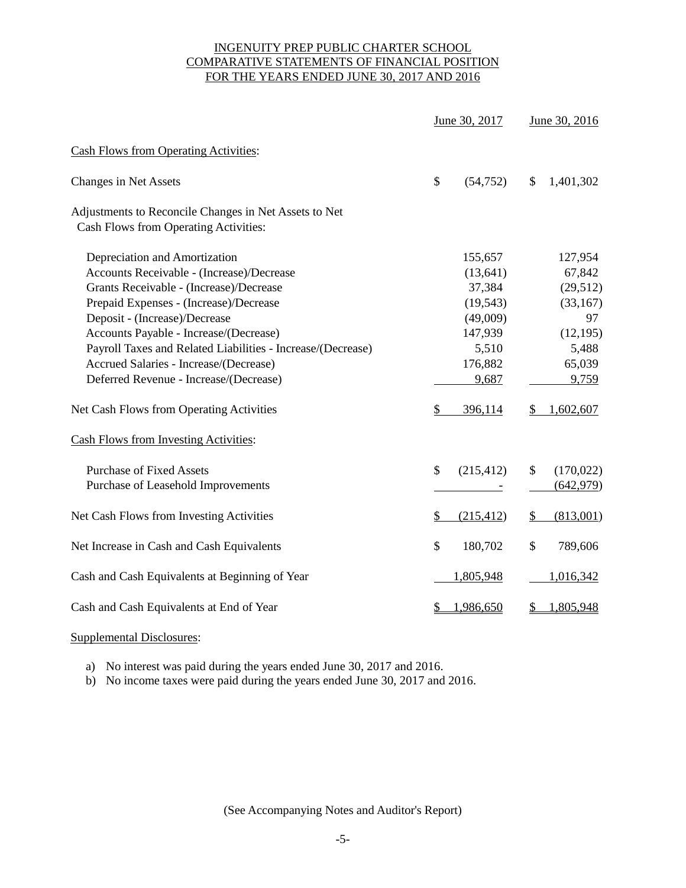# INGENUITY PREP PUBLIC CHARTER SCHOOL
## COMPARATIVE STATEMENTS OF FINANCIAL POSITION
## FOR THE YEARS ENDED JUNE 30, 2017 AND 2016

| | June 30, 2017 | June 30, 2016 |
|---|---|---|
| Cash Flows from Operating Activities: | | |
| Changes in Net Assets | $ (54,752) | $ 1,401,302 |
| Adjustments to Reconcile Changes in Net Assets to Net Cash Flows from Operating Activities: | | |
| Depreciation and Amortization | 155,657 | 127,954 |
| Accounts Receivable - (Increase)/Decrease | (13,641) | 67,842 |
| Grants Receivable - (Increase)/Decrease | 37,384 | (29,512) |
| Prepaid Expenses - (Increase)/Decrease | (19,543) | (33,167) |
| Deposit - (Increase)/Decrease | (49,009) | 97 |
| Accounts Payable - Increase/(Decrease) | 147,939 | (12,195) |
| Payroll Taxes and Related Liabilities - Increase/(Decrease) | 5,510 | 5,488 |
| Accrued Salaries - Increase/(Decrease) | 176,882 | 65,039 |
| Deferred Revenue - Increase/(Decrease) | 9,687 | 9,759 |
| Net Cash Flows from Operating Activities | $ 396,114 | $ 1,602,607 |
| Cash Flows from Investing Activities: | | |
| Purchase of Fixed Assets | $ (215,412) | $ (170,022) |
| Purchase of Leasehold Improvements | - | (642,979) |
| Net Cash Flows from Investing Activities | $ (215,412) | $ (813,001) |
| Net Increase in Cash and Cash Equivalents | $ 180,702 | $ 789,606 |
| Cash and Cash Equivalents at Beginning of Year | 1,805,948 | 1,016,342 |
| Cash and Cash Equivalents at End of Year | $ 1,986,650 | $ 1,805,948 |

Supplemental Disclosures:

a) No interest was paid during the years ended June 30, 2017 and 2016.
b) No income taxes were paid during the years ended June 30, 2017 and 2016.

(See Accompanying Notes and Auditor's Report)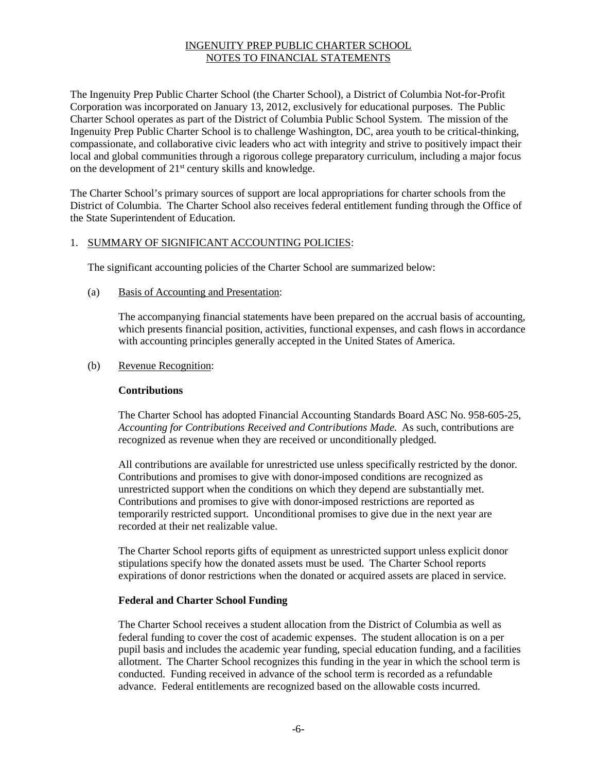INGENUITY PREP PUBLIC CHARTER SCHOOL
NOTES TO FINANCIAL STATEMENTS

The Ingenuity Prep Public Charter School (the Charter School), a District of Columbia Not-for-Profit Corporation was incorporated on January 13, 2012, exclusively for educational purposes. The Public Charter School operates as part of the District of Columbia Public School System. The mission of the Ingenuity Prep Public Charter School is to challenge Washington, DC, area youth to be critical-thinking, compassionate, and collaborative civic leaders who act with integrity and strive to positively impact their local and global communities through a rigorous college preparatory curriculum, including a major focus on the development of 21st century skills and knowledge.

The Charter School's primary sources of support are local appropriations for charter schools from the District of Columbia. The Charter School also receives federal entitlement funding through the Office of the State Superintendent of Education.

1. SUMMARY OF SIGNIFICANT ACCOUNTING POLICIES:

   The significant accounting policies of the Charter School are summarized below:

   (a) Basis of Accounting and Presentation:

   The accompanying financial statements have been prepared on the accrual basis of accounting, which presents financial position, activities, functional expenses, and cash flows in accordance with accounting principles generally accepted in the United States of America.

   (b) Revenue Recognition:

   **Contributions**

   The Charter School has adopted Financial Accounting Standards Board ASC No. 958-605-25, *Accounting for Contributions Received and Contributions Made.* As such, contributions are recognized as revenue when they are received or unconditionally pledged.

   All contributions are available for unrestricted use unless specifically restricted by the donor. Contributions and promises to give with donor-imposed conditions are recognized as unrestricted support when the conditions on which they depend are substantially met. Contributions and promises to give with donor-imposed restrictions are reported as temporarily restricted support. Unconditional promises to give due in the next year are recorded at their net realizable value.

   The Charter School reports gifts of equipment as unrestricted support unless explicit donor stipulations specify how the donated assets must be used. The Charter School reports expirations of donor restrictions when the donated or acquired assets are placed in service.

   **Federal and Charter School Funding**

   The Charter School receives a student allocation from the District of Columbia as well as federal funding to cover the cost of academic expenses. The student allocation is on a per pupil basis and includes the academic year funding, special education funding, and a facilities allotment. The Charter School recognizes this funding in the year in which the school term is conducted. Funding received in advance of the school term is recorded as a refundable advance. Federal entitlements are recognized based on the allowable costs incurred.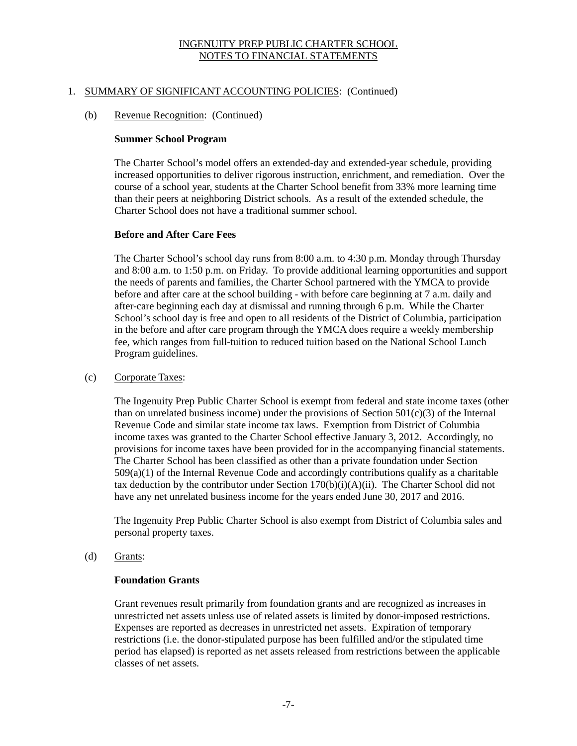INGENUITY PREP PUBLIC CHARTER SCHOOL
NOTES TO FINANCIAL STATEMENTS

1. SUMMARY OF SIGNIFICANT ACCOUNTING POLICIES: (Continued)

(b) Revenue Recognition: (Continued)

**Summer School Program**

The Charter School's model offers an extended-day and extended-year schedule, providing increased opportunities to deliver rigorous instruction, enrichment, and remediation. Over the course of a school year, students at the Charter School benefit from 33% more learning time than their peers at neighboring District schools. As a result of the extended schedule, the Charter School does not have a traditional summer school.

**Before and After Care Fees**

The Charter School's school day runs from 8:00 a.m. to 4:30 p.m. Monday through Thursday and 8:00 a.m. to 1:50 p.m. on Friday. To provide additional learning opportunities and support the needs of parents and families, the Charter School partnered with the YMCA to provide before and after care at the school building - with before care beginning at 7 a.m. daily and after-care beginning each day at dismissal and running through 6 p.m. While the Charter School's school day is free and open to all residents of the District of Columbia, participation in the before and after care program through the YMCA does require a weekly membership fee, which ranges from full-tuition to reduced tuition based on the National School Lunch Program guidelines.

(c) Corporate Taxes:

The Ingenuity Prep Public Charter School is exempt from federal and state income taxes (other than on unrelated business income) under the provisions of Section 501(c)(3) of the Internal Revenue Code and similar state income tax laws. Exemption from District of Columbia income taxes was granted to the Charter School effective January 3, 2012. Accordingly, no provisions for income taxes have been provided for in the accompanying financial statements. The Charter School has been classified as other than a private foundation under Section 509(a)(1) of the Internal Revenue Code and accordingly contributions qualify as a charitable tax deduction by the contributor under Section 170(b)(i)(A)(ii). The Charter School did not have any net unrelated business income for the years ended June 30, 2017 and 2016.

The Ingenuity Prep Public Charter School is also exempt from District of Columbia sales and personal property taxes.

(d) Grants:

**Foundation Grants**

Grant revenues result primarily from foundation grants and are recognized as increases in unrestricted net assets unless use of related assets is limited by donor-imposed restrictions. Expenses are reported as decreases in unrestricted net assets. Expiration of temporary restrictions (i.e. the donor-stipulated purpose has been fulfilled and/or the stipulated time period has elapsed) is reported as net assets released from restrictions between the applicable classes of net assets.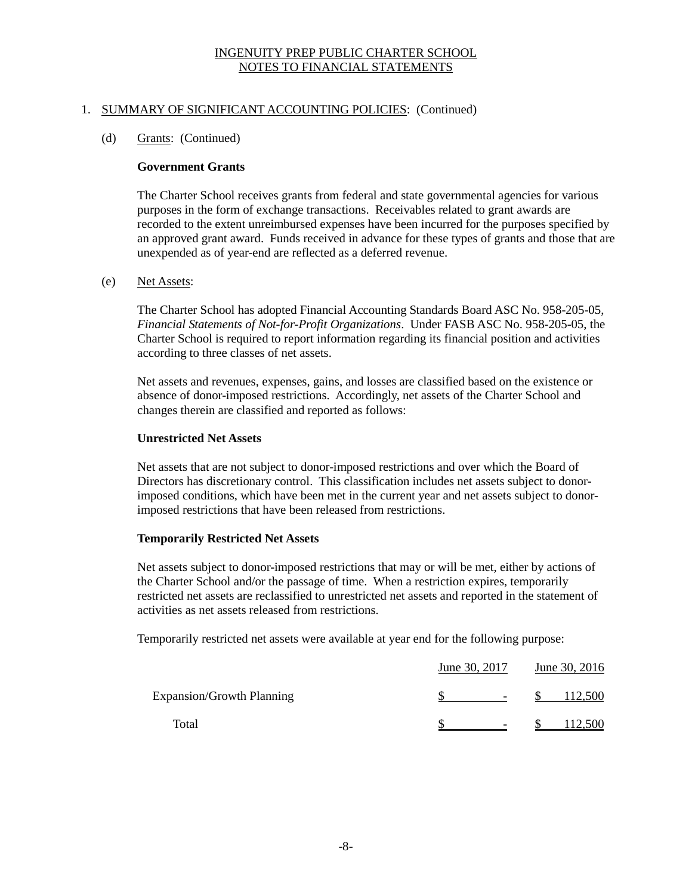# INGENUITY PREP PUBLIC CHARTER SCHOOL
# NOTES TO FINANCIAL STATEMENTS

1. SUMMARY OF SIGNIFICANT ACCOUNTING POLICIES: (Continued)

   (d) Grants: (Continued)

   **Government Grants**

   The Charter School receives grants from federal and state governmental agencies for various purposes in the form of exchange transactions. Receivables related to grant awards are recorded to the extent unreimbursed expenses have been incurred for the purposes specified by an approved grant award. Funds received in advance for these types of grants and those that are unexpended as of year-end are reflected as a deferred revenue.

   (e) Net Assets:

   The Charter School has adopted Financial Accounting Standards Board ASC No. 958-205-05, *Financial Statements of Not-for-Profit Organizations*. Under FASB ASC No. 958-205-05, the Charter School is required to report information regarding its financial position and activities according to three classes of net assets.

   Net assets and revenues, expenses, gains, and losses are classified based on the existence or absence of donor-imposed restrictions. Accordingly, net assets of the Charter School and changes therein are classified and reported as follows:

   **Unrestricted Net Assets**

   Net assets that are not subject to donor-imposed restrictions and over which the Board of Directors has discretionary control. This classification includes net assets subject to donor-imposed conditions, which have been met in the current year and net assets subject to donor-imposed restrictions that have been released from restrictions.

   **Temporarily Restricted Net Assets**

   Net assets subject to donor-imposed restrictions that may or will be met, either by actions of the Charter School and/or the passage of time. When a restriction expires, temporarily restricted net assets are reclassified to unrestricted net assets and reported in the statement of activities as net assets released from restrictions.

   Temporarily restricted net assets were available at year end for the following purpose:

| | June 30, 2017 | June 30, 2016 |
|---|---|---|
| Expansion/Growth Planning | $ - | $ 112,500 |
| Total | $ - | $ 112,500 |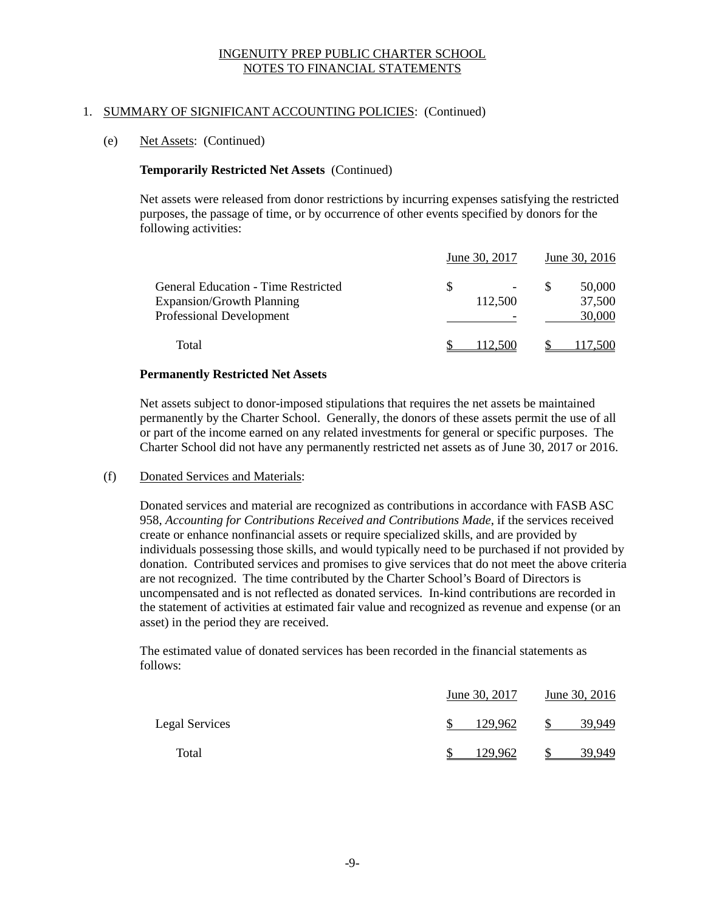# INGENUITY PREP PUBLIC CHARTER SCHOOL
## NOTES TO FINANCIAL STATEMENTS

1. SUMMARY OF SIGNIFICANT ACCOUNTING POLICIES: (Continued)

(e) Net Assets: (Continued)

**Temporarily Restricted Net Assets** (Continued)

Net assets were released from donor restrictions by incurring expenses satisfying the restricted purposes, the passage of time, or by occurrence of other events specified by donors for the following activities:

| | June 30, 2017 | June 30, 2016 |
|---|---|---|
| General Education - Time Restricted | $ - | $ 50,000 |
| Expansion/Growth Planning | 112,500 | 37,500 |
| Professional Development | - | 30,000 |
| Total | $ 112,500 | $ 117,500 |

**Permanently Restricted Net Assets**

Net assets subject to donor-imposed stipulations that requires the net assets be maintained permanently by the Charter School. Generally, the donors of these assets permit the use of all or part of the income earned on any related investments for general or specific purposes. The Charter School did not have any permanently restricted net assets as of June 30, 2017 or 2016.

(f) Donated Services and Materials:

Donated services and material are recognized as contributions in accordance with FASB ASC 958, *Accounting for Contributions Received and Contributions Made*, if the services received create or enhance nonfinancial assets or require specialized skills, and are provided by individuals possessing those skills, and would typically need to be purchased if not provided by donation. Contributed services and promises to give services that do not meet the above criteria are not recognized. The time contributed by the Charter School's Board of Directors is uncompensated and is not reflected as donated services. In-kind contributions are recorded in the statement of activities at estimated fair value and recognized as revenue and expense (or an asset) in the period they are received.

The estimated value of donated services has been recorded in the financial statements as follows:

| | June 30, 2017 | June 30, 2016 |
|---|---|---|
| Legal Services | $ 129,962 | $ 39,949 |
| Total | $ 129,962 | $ 39,949 |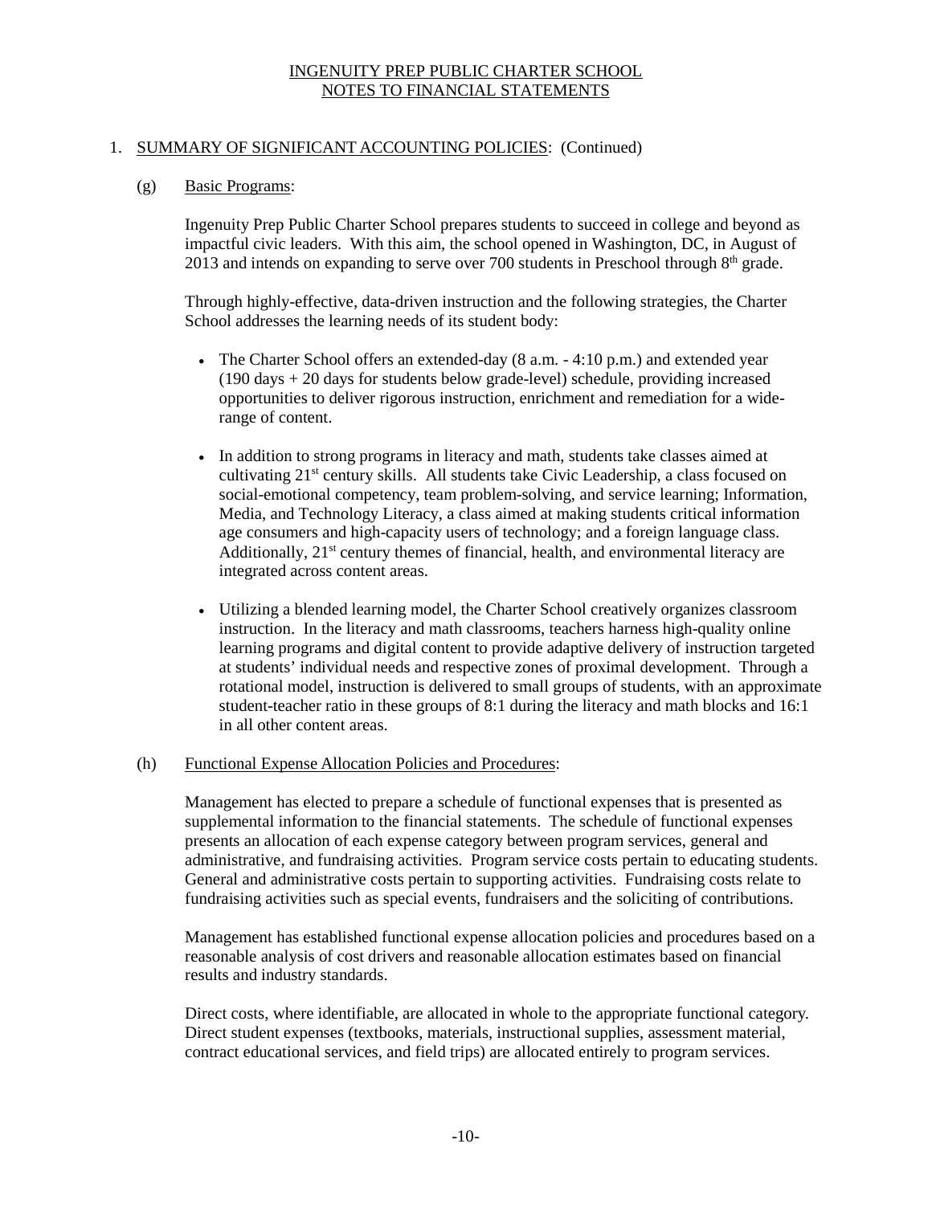# INGENUITY PREP PUBLIC CHARTER SCHOOL
## NOTES TO FINANCIAL STATEMENTS

1. SUMMARY OF SIGNIFICANT ACCOUNTING POLICIES: (Continued)

   (g) Basic Programs:

   Ingenuity Prep Public Charter School prepares students to succeed in college and beyond as impactful civic leaders. With this aim, the school opened in Washington, DC, in August of 2013 and intends on expanding to serve over 700 students in Preschool through 8th grade.

   Through highly-effective, data-driven instruction and the following strategies, the Charter School addresses the learning needs of its student body:

   - The Charter School offers an extended-day (8 a.m. - 4:10 p.m.) and extended year (190 days + 20 days for students below grade-level) schedule, providing increased opportunities to deliver rigorous instruction, enrichment and remediation for a wide-range of content.

   - In addition to strong programs in literacy and math, students take classes aimed at cultivating 21st century skills. All students take Civic Leadership, a class focused on social-emotional competency, team problem-solving, and service learning; Information, Media, and Technology Literacy, a class aimed at making students critical information age consumers and high-capacity users of technology; and a foreign language class. Additionally, 21st century themes of financial, health, and environmental literacy are integrated across content areas.

   - Utilizing a blended learning model, the Charter School creatively organizes classroom instruction. In the literacy and math classrooms, teachers harness high-quality online learning programs and digital content to provide adaptive delivery of instruction targeted at students' individual needs and respective zones of proximal development. Through a rotational model, instruction is delivered to small groups of students, with an approximate student-teacher ratio in these groups of 8:1 during the literacy and math blocks and 16:1 in all other content areas.

   (h) Functional Expense Allocation Policies and Procedures:

   Management has elected to prepare a schedule of functional expenses that is presented as supplemental information to the financial statements. The schedule of functional expenses presents an allocation of each expense category between program services, general and administrative, and fundraising activities. Program service costs pertain to educating students. General and administrative costs pertain to supporting activities. Fundraising costs relate to fundraising activities such as special events, fundraisers and the soliciting of contributions.

   Management has established functional expense allocation policies and procedures based on a reasonable analysis of cost drivers and reasonable allocation estimates based on financial results and industry standards.

   Direct costs, where identifiable, are allocated in whole to the appropriate functional category. Direct student expenses (textbooks, materials, instructional supplies, assessment material, contract educational services, and field trips) are allocated entirely to program services.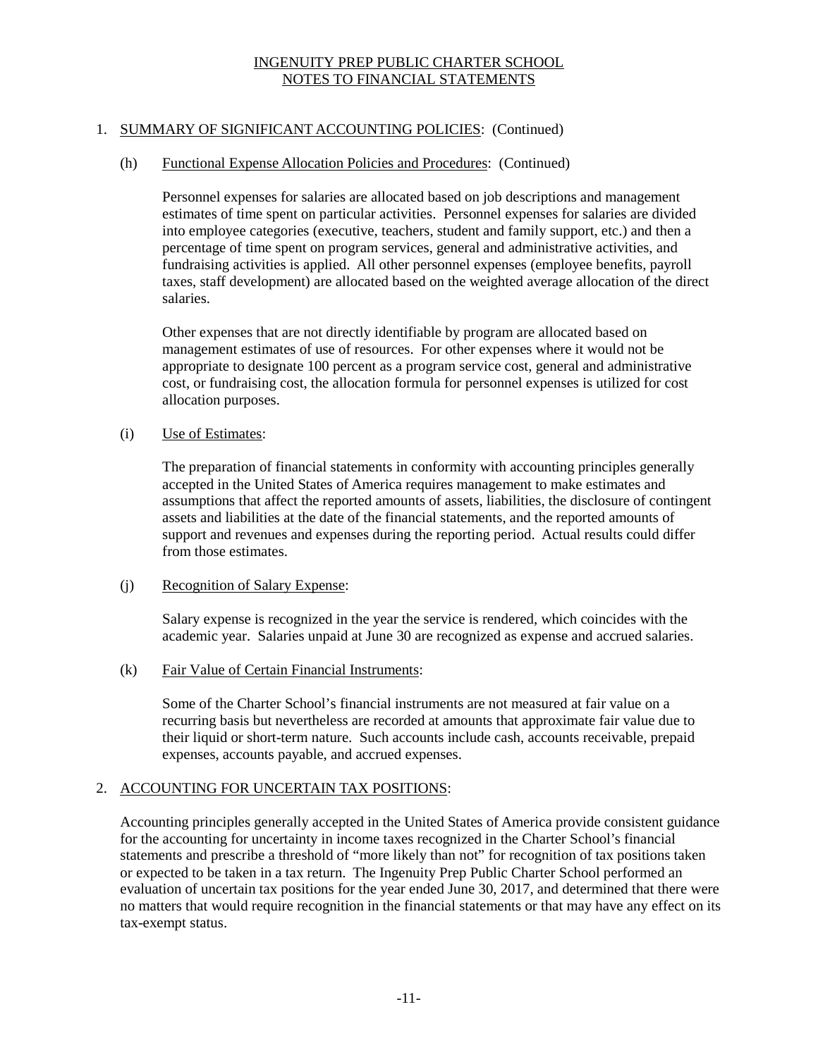# INGENUITY PREP PUBLIC CHARTER SCHOOL
## NOTES TO FINANCIAL STATEMENTS

### 1. SUMMARY OF SIGNIFICANT ACCOUNTING POLICIES: (Continued)

#### (h) Functional Expense Allocation Policies and Procedures: (Continued)

Personnel expenses for salaries are allocated based on job descriptions and management estimates of time spent on particular activities. Personnel expenses for salaries are divided into employee categories (executive, teachers, student and family support, etc.) and then a percentage of time spent on program services, general and administrative activities, and fundraising activities is applied. All other personnel expenses (employee benefits, payroll taxes, staff development) are allocated based on the weighted average allocation of the direct salaries.

Other expenses that are not directly identifiable by program are allocated based on management estimates of use of resources. For other expenses where it would not be appropriate to designate 100 percent as a program service cost, general and administrative cost, or fundraising cost, the allocation formula for personnel expenses is utilized for cost allocation purposes.

#### (i) Use of Estimates:

The preparation of financial statements in conformity with accounting principles generally accepted in the United States of America requires management to make estimates and assumptions that affect the reported amounts of assets, liabilities, the disclosure of contingent assets and liabilities at the date of the financial statements, and the reported amounts of support and revenues and expenses during the reporting period. Actual results could differ from those estimates.

#### (j) Recognition of Salary Expense:

Salary expense is recognized in the year the service is rendered, which coincides with the academic year. Salaries unpaid at June 30 are recognized as expense and accrued salaries.

#### (k) Fair Value of Certain Financial Instruments:

Some of the Charter School's financial instruments are not measured at fair value on a recurring basis but nevertheless are recorded at amounts that approximate fair value due to their liquid or short-term nature. Such accounts include cash, accounts receivable, prepaid expenses, accounts payable, and accrued expenses.

### 2. ACCOUNTING FOR UNCERTAIN TAX POSITIONS:

Accounting principles generally accepted in the United States of America provide consistent guidance for the accounting for uncertainty in income taxes recognized in the Charter School's financial statements and prescribe a threshold of "more likely than not" for recognition of tax positions taken or expected to be taken in a tax return. The Ingenuity Prep Public Charter School performed an evaluation of uncertain tax positions for the year ended June 30, 2017, and determined that there were no matters that would require recognition in the financial statements or that may have any effect on its tax-exempt status.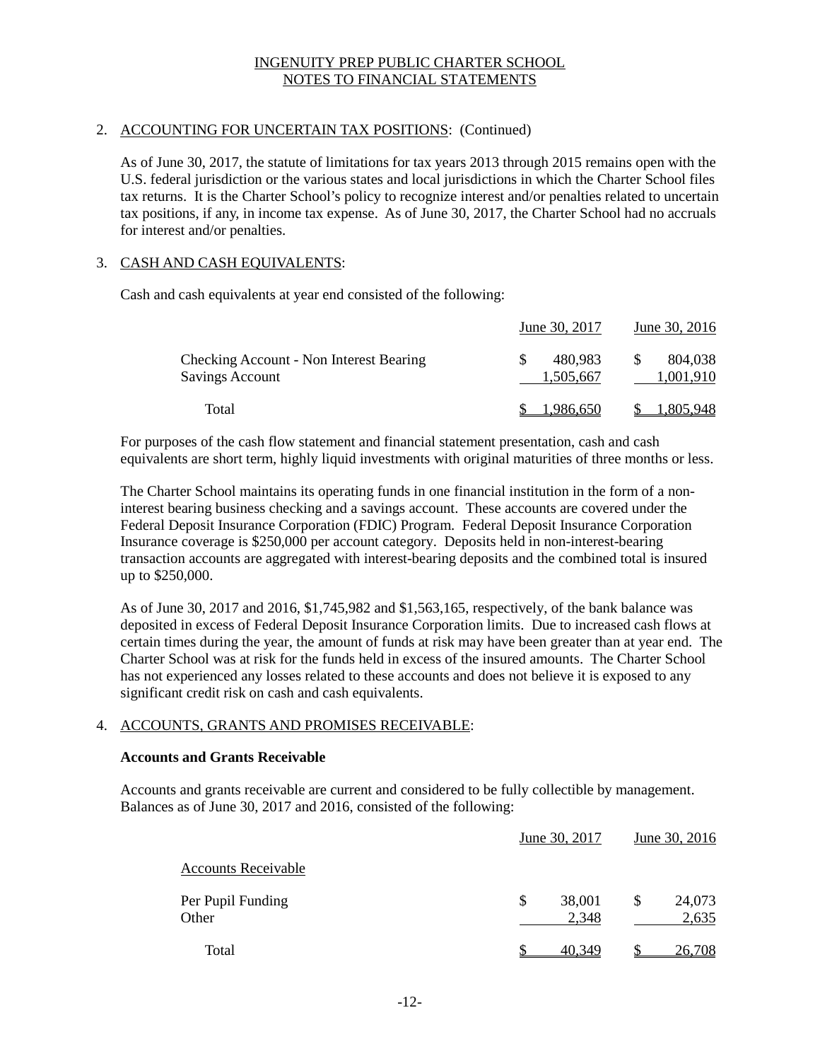INGENUITY PREP PUBLIC CHARTER SCHOOL
NOTES TO FINANCIAL STATEMENTS

2. ACCOUNTING FOR UNCERTAIN TAX POSITIONS: (Continued)

As of June 30, 2017, the statute of limitations for tax years 2013 through 2015 remains open with the U.S. federal jurisdiction or the various states and local jurisdictions in which the Charter School files tax returns. It is the Charter School's policy to recognize interest and/or penalties related to uncertain tax positions, if any, in income tax expense. As of June 30, 2017, the Charter School had no accruals for interest and/or penalties.

3. CASH AND CASH EQUIVALENTS:

Cash and cash equivalents at year end consisted of the following:

| | June 30, 2017 | June 30, 2016 |
|---|---|---|
| Checking Account - Non Interest Bearing | $ 480,983 | $ 804,038 |
| Savings Account | 1,505,667 | 1,001,910 |
| Total | $ 1,986,650 | $ 1,805,948 |

For purposes of the cash flow statement and financial statement presentation, cash and cash equivalents are short term, highly liquid investments with original maturities of three months or less.

The Charter School maintains its operating funds in one financial institution in the form of a non-interest bearing business checking and a savings account. These accounts are covered under the Federal Deposit Insurance Corporation (FDIC) Program. Federal Deposit Insurance Corporation Insurance coverage is $250,000 per account category. Deposits held in non-interest-bearing transaction accounts are aggregated with interest-bearing deposits and the combined total is insured up to $250,000.

As of June 30, 2017 and 2016, $1,745,982 and $1,563,165, respectively, of the bank balance was deposited in excess of Federal Deposit Insurance Corporation limits. Due to increased cash flows at certain times during the year, the amount of funds at risk may have been greater than at year end. The Charter School was at risk for the funds held in excess of the insured amounts. The Charter School has not experienced any losses related to these accounts and does not believe it is exposed to any significant credit risk on cash and cash equivalents.

4. ACCOUNTS, GRANTS AND PROMISES RECEIVABLE:

**Accounts and Grants Receivable**

Accounts and grants receivable are current and considered to be fully collectible by management. Balances as of June 30, 2017 and 2016, consisted of the following:

| | June 30, 2017 | June 30, 2016 |
|---|---|---|
| Accounts Receivable | | |
| Per Pupil Funding | $ 38,001 | $ 24,073 |
| Other | 2,348 | 2,635 |
| Total | $ 40,349 | $ 26,708 |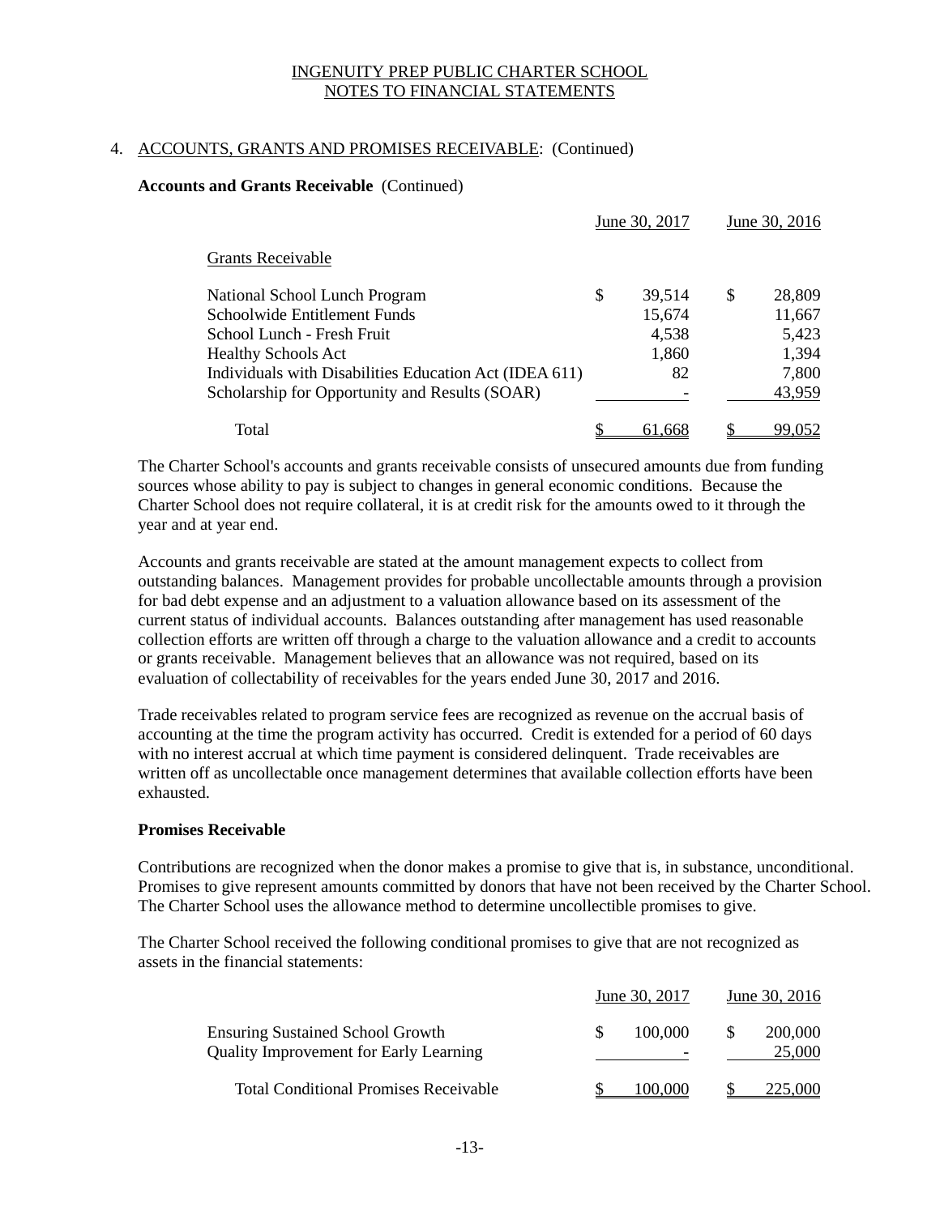# INGENUITY PREP PUBLIC CHARTER SCHOOL
# NOTES TO FINANCIAL STATEMENTS

## 4. ACCOUNTS, GRANTS AND PROMISES RECEIVABLE: (Continued)

**Accounts and Grants Receivable** (Continued)

| | June 30, 2017 | June 30, 2016 |
|---|---|---|
| Grants Receivable | | |
| National School Lunch Program | $ 39,514 | $ 28,809 |
| Schoolwide Entitlement Funds | 15,674 | 11,667 |
| School Lunch - Fresh Fruit | 4,538 | 5,423 |
| Healthy Schools Act | 1,860 | 1,394 |
| Individuals with Disabilities Education Act (IDEA 611) | 82 | 7,800 |
| Scholarship for Opportunity and Results (SOAR) | - | 43,959 |
| Total | $ 61,668 | $ 99,052 |

The Charter School's accounts and grants receivable consists of unsecured amounts due from funding sources whose ability to pay is subject to changes in general economic conditions. Because the Charter School does not require collateral, it is at credit risk for the amounts owed to it through the year and at year end.

Accounts and grants receivable are stated at the amount management expects to collect from outstanding balances. Management provides for probable uncollectable amounts through a provision for bad debt expense and an adjustment to a valuation allowance based on its assessment of the current status of individual accounts. Balances outstanding after management has used reasonable collection efforts are written off through a charge to the valuation allowance and a credit to accounts or grants receivable. Management believes that an allowance was not required, based on its evaluation of collectability of receivables for the years ended June 30, 2017 and 2016.

Trade receivables related to program service fees are recognized as revenue on the accrual basis of accounting at the time the program activity has occurred. Credit is extended for a period of 60 days with no interest accrual at which time payment is considered delinquent. Trade receivables are written off as uncollectable once management determines that available collection efforts have been exhausted.

**Promises Receivable**

Contributions are recognized when the donor makes a promise to give that is, in substance, unconditional. Promises to give represent amounts committed by donors that have not been received by the Charter School. The Charter School uses the allowance method to determine uncollectible promises to give.

The Charter School received the following conditional promises to give that are not recognized as assets in the financial statements:

| | June 30, 2017 | June 30, 2016 |
|---|---|---|
| Ensuring Sustained School Growth | $ 100,000 | $ 200,000 |
| Quality Improvement for Early Learning | - | 25,000 |
| Total Conditional Promises Receivable | $ 100,000 | $ 225,000 |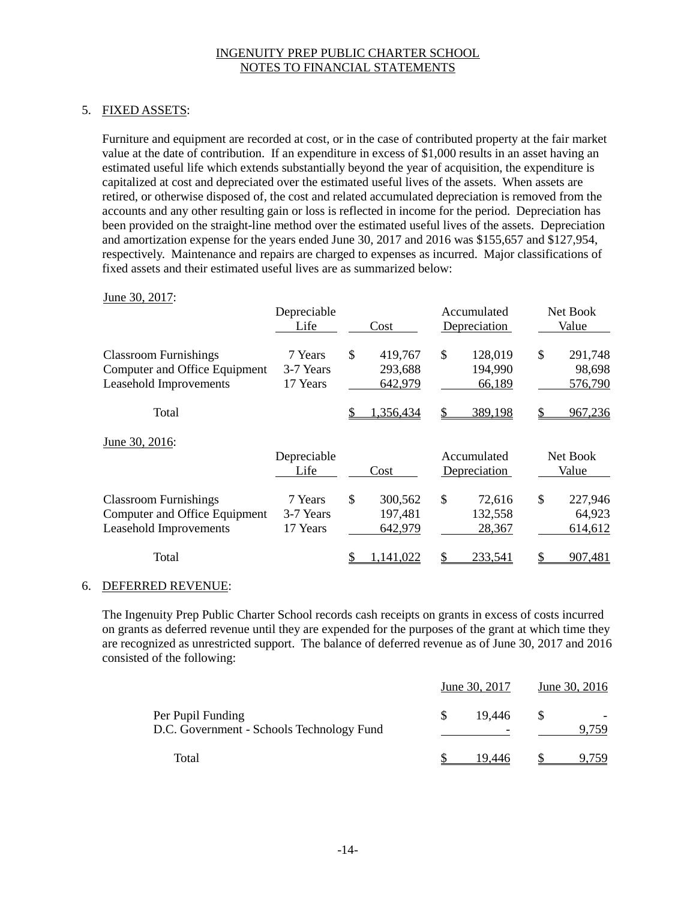INGENUITY PREP PUBLIC CHARTER SCHOOL
NOTES TO FINANCIAL STATEMENTS

## 5. FIXED ASSETS:

Furniture and equipment are recorded at cost, or in the case of contributed property at the fair market value at the date of contribution. If an expenditure in excess of $1,000 results in an asset having an estimated useful life which extends substantially beyond the year of acquisition, the expenditure is capitalized at cost and depreciated over the estimated useful lives of the assets. When assets are retired, or otherwise disposed of, the cost and related accumulated depreciation is removed from the accounts and any other resulting gain or loss is reflected in income for the period. Depreciation has been provided on the straight-line method over the estimated useful lives of the assets. Depreciation and amortization expense for the years ended June 30, 2017 and 2016 was $155,657 and $127,954, respectively. Maintenance and repairs are charged to expenses as incurred. Major classifications of fixed assets and their estimated useful lives are as summarized below:

June 30, 2017:

| | Depreciable Life | Cost | Accumulated Depreciation | Net Book Value |
|---|---|---|---|---|
| Classroom Furnishings | 7 Years | $ 419,767 | $ 128,019 | $ 291,748 |
| Computer and Office Equipment | 3-7 Years | 293,688 | 194,990 | 98,698 |
| Leasehold Improvements | 17 Years | 642,979 | 66,189 | 576,790 |
| Total | | $ 1,356,434 | $ 389,198 | $ 967,236 |

June 30, 2016:

| | Depreciable Life | Cost | Accumulated Depreciation | Net Book Value |
|---|---|---|---|---|
| Classroom Furnishings | 7 Years | $ 300,562 | $ 72,616 | $ 227,946 |
| Computer and Office Equipment | 3-7 Years | 197,481 | 132,558 | 64,923 |
| Leasehold Improvements | 17 Years | 642,979 | 28,367 | 614,612 |
| Total | | $ 1,141,022 | $ 233,541 | $ 907,481 |

## 6. DEFERRED REVENUE:

The Ingenuity Prep Public Charter School records cash receipts on grants in excess of costs incurred on grants as deferred revenue until they are expended for the purposes of the grant at which time they are recognized as unrestricted support. The balance of deferred revenue as of June 30, 2017 and 2016 consisted of the following:

| | June 30, 2017 | June 30, 2016 |
|---|---|---|
| Per Pupil Funding | $ 19,446 | $ - |
| D.C. Government - Schools Technology Fund | - | 9,759 |
| Total | $ 19,446 | $ 9,759 |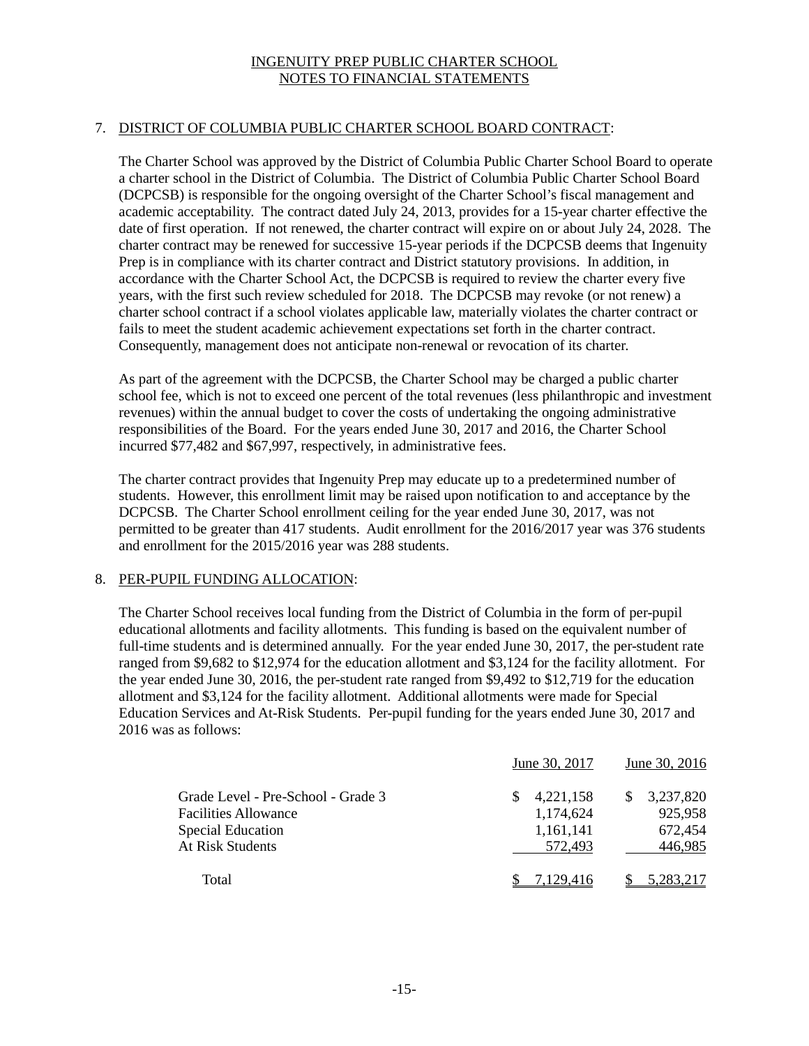# INGENUITY PREP PUBLIC CHARTER SCHOOL
## NOTES TO FINANCIAL STATEMENTS

### 7. DISTRICT OF COLUMBIA PUBLIC CHARTER SCHOOL BOARD CONTRACT:

The Charter School was approved by the District of Columbia Public Charter School Board to operate a charter school in the District of Columbia. The District of Columbia Public Charter School Board (DCPCSB) is responsible for the ongoing oversight of the Charter School's fiscal management and academic acceptability. The contract dated July 24, 2013, provides for a 15-year charter effective the date of first operation. If not renewed, the charter contract will expire on or about July 24, 2028. The charter contract may be renewed for successive 15-year periods if the DCPCSB deems that Ingenuity Prep is in compliance with its charter contract and District statutory provisions. In addition, in accordance with the Charter School Act, the DCPCSB is required to review the charter every five years, with the first such review scheduled for 2018. The DCPCSB may revoke (or not renew) a charter school contract if a school violates applicable law, materially violates the charter contract or fails to meet the student academic achievement expectations set forth in the charter contract. Consequently, management does not anticipate non-renewal or revocation of its charter.

As part of the agreement with the DCPCSB, the Charter School may be charged a public charter school fee, which is not to exceed one percent of the total revenues (less philanthropic and investment revenues) within the annual budget to cover the costs of undertaking the ongoing administrative responsibilities of the Board. For the years ended June 30, 2017 and 2016, the Charter School incurred $77,482 and $67,997, respectively, in administrative fees.

The charter contract provides that Ingenuity Prep may educate up to a predetermined number of students. However, this enrollment limit may be raised upon notification to and acceptance by the DCPCSB. The Charter School enrollment ceiling for the year ended June 30, 2017, was not permitted to be greater than 417 students. Audit enrollment for the 2016/2017 year was 376 students and enrollment for the 2015/2016 year was 288 students.

### 8. PER-PUPIL FUNDING ALLOCATION:

The Charter School receives local funding from the District of Columbia in the form of per-pupil educational allotments and facility allotments. This funding is based on the equivalent number of full-time students and is determined annually. For the year ended June 30, 2017, the per-student rate ranged from $9,682 to $12,974 for the education allotment and $3,124 for the facility allotment. For the year ended June 30, 2016, the per-student rate ranged from $9,492 to $12,719 for the education allotment and $3,124 for the facility allotment. Additional allotments were made for Special Education Services and At-Risk Students. Per-pupil funding for the years ended June 30, 2017 and 2016 was as follows:

| | June 30, 2017 | June 30, 2016 |
|---|---|---|
| Grade Level - Pre-School - Grade 3 | $ 4,221,158 | $ 3,237,820 |
| Facilities Allowance | 1,174,624 | 925,958 |
| Special Education | 1,161,141 | 672,454 |
| At Risk Students | 572,493 | 446,985 |
| Total | $ 7,129,416 | $ 5,283,217 |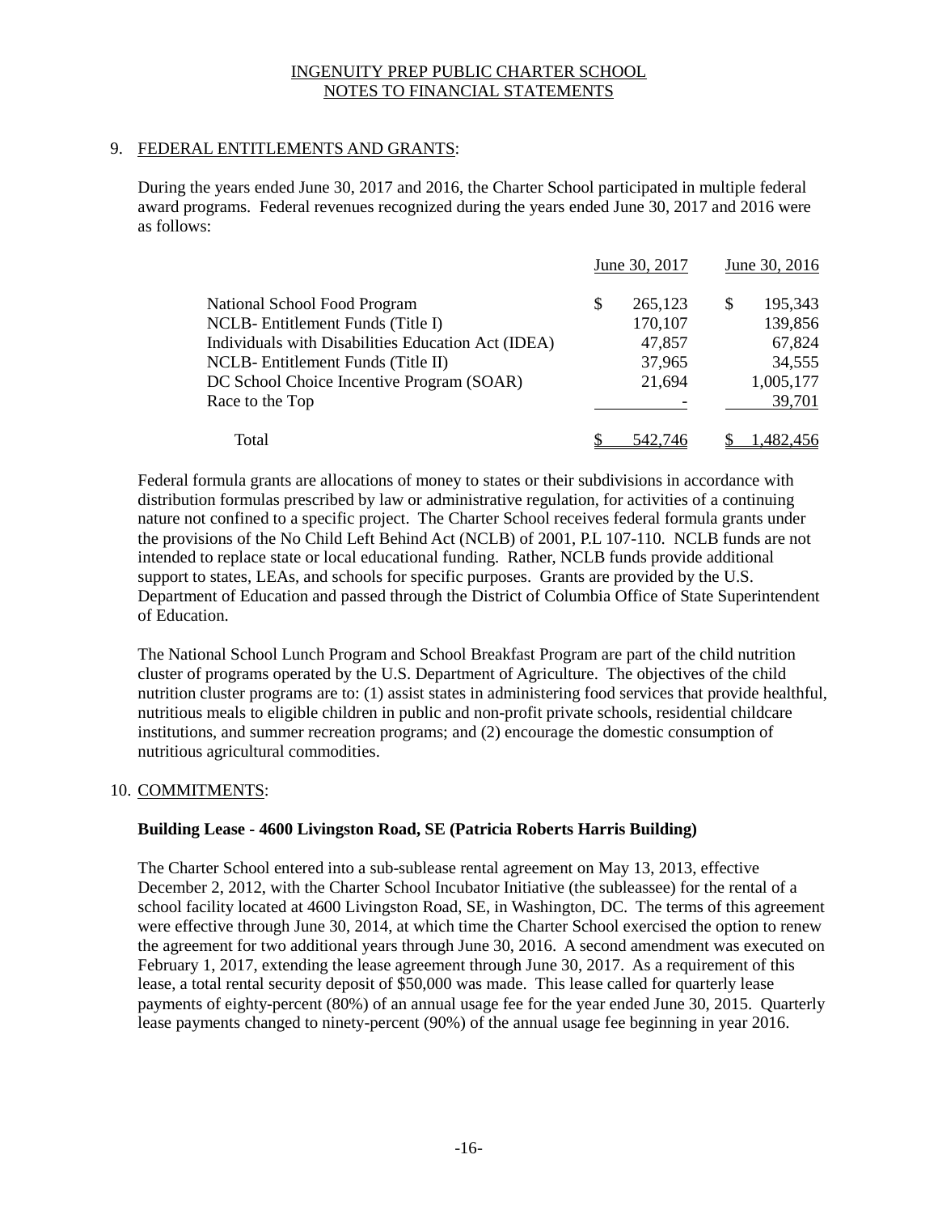## 9. FEDERAL ENTITLEMENTS AND GRANTS:

During the years ended June 30, 2017 and 2016, the Charter School participated in multiple federal award programs. Federal revenues recognized during the years ended June 30, 2017 and 2016 were as follows:

| | June 30, 2017 | June 30, 2016 |
|---|---|---|
| National School Food Program | $ 265,123 | $ 195,343 |
| NCLB- Entitlement Funds (Title I) | 170,107 | 139,856 |
| Individuals with Disabilities Education Act (IDEA) | 47,857 | 67,824 |
| NCLB- Entitlement Funds (Title II) | 37,965 | 34,555 |
| DC School Choice Incentive Program (SOAR) | 21,694 | 1,005,177 |
| Race to the Top | - | 39,701 |
| Total | $ 542,746 | $ 1,482,456 |

Federal formula grants are allocations of money to states or their subdivisions in accordance with distribution formulas prescribed by law or administrative regulation, for activities of a continuing nature not confined to a specific project. The Charter School receives federal formula grants under the provisions of the No Child Left Behind Act (NCLB) of 2001, P.L 107-110. NCLB funds are not intended to replace state or local educational funding. Rather, NCLB funds provide additional support to states, LEAs, and schools for specific purposes. Grants are provided by the U.S. Department of Education and passed through the District of Columbia Office of State Superintendent of Education.

The National School Lunch Program and School Breakfast Program are part of the child nutrition cluster of programs operated by the U.S. Department of Agriculture. The objectives of the child nutrition cluster programs are to: (1) assist states in administering food services that provide healthful, nutritious meals to eligible children in public and non-profit private schools, residential childcare institutions, and summer recreation programs; and (2) encourage the domestic consumption of nutritious agricultural commodities.

## 10. COMMITMENTS:

**Building Lease - 4600 Livingston Road, SE (Patricia Roberts Harris Building)**

The Charter School entered into a sub-sublease rental agreement on May 13, 2013, effective December 2, 2012, with the Charter School Incubator Initiative (the subleassee) for the rental of a school facility located at 4600 Livingston Road, SE, in Washington, DC. The terms of this agreement were effective through June 30, 2014, at which time the Charter School exercised the option to renew the agreement for two additional years through June 30, 2016. A second amendment was executed on February 1, 2017, extending the lease agreement through June 30, 2017. As a requirement of this lease, a total rental security deposit of $50,000 was made. This lease called for quarterly lease payments of eighty-percent (80%) of an annual usage fee for the year ended June 30, 2015. Quarterly lease payments changed to ninety-percent (90%) of the annual usage fee beginning in year 2016.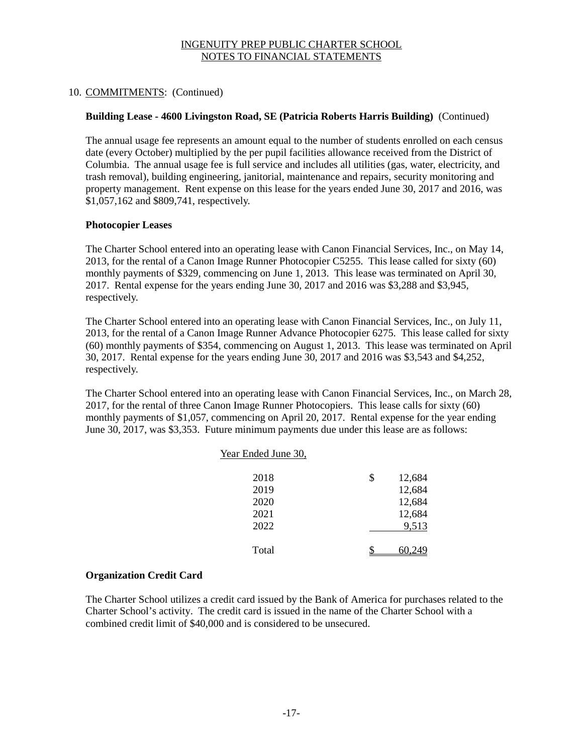INGENUITY PREP PUBLIC CHARTER SCHOOL
NOTES TO FINANCIAL STATEMENTS

10. COMMITMENTS: (Continued)

**Building Lease - 4600 Livingston Road, SE (Patricia Roberts Harris Building)** (Continued)

The annual usage fee represents an amount equal to the number of students enrolled on each census date (every October) multiplied by the per pupil facilities allowance received from the District of Columbia. The annual usage fee is full service and includes all utilities (gas, water, electricity, and trash removal), building engineering, janitorial, maintenance and repairs, security monitoring and property management. Rent expense on this lease for the years ended June 30, 2017 and 2016, was $1,057,162 and $809,741, respectively.

**Photocopier Leases**

The Charter School entered into an operating lease with Canon Financial Services, Inc., on May 14, 2013, for the rental of a Canon Image Runner Photocopier C5255. This lease called for sixty (60) monthly payments of $329, commencing on June 1, 2013. This lease was terminated on April 30, 2017. Rental expense for the years ending June 30, 2017 and 2016 was $3,288 and $3,945, respectively.

The Charter School entered into an operating lease with Canon Financial Services, Inc., on July 11, 2013, for the rental of a Canon Image Runner Advance Photocopier 6275. This lease called for sixty (60) monthly payments of $354, commencing on August 1, 2013. This lease was terminated on April 30, 2017. Rental expense for the years ending June 30, 2017 and 2016 was $3,543 and $4,252, respectively.

The Charter School entered into an operating lease with Canon Financial Services, Inc., on March 28, 2017, for the rental of three Canon Image Runner Photocopiers. This lease calls for sixty (60) monthly payments of $1,057, commencing on April 20, 2017. Rental expense for the year ending June 30, 2017, was $3,353. Future minimum payments due under this lease are as follows:

| Year Ended June 30, | |
|---|---|
| 2018 | $ 12,684 |
| 2019 | 12,684 |
| 2020 | 12,684 |
| 2021 | 12,684 |
| 2022 | 9,513 |
| Total | $ 60,249 |

**Organization Credit Card**

The Charter School utilizes a credit card issued by the Bank of America for purchases related to the Charter School's activity. The credit card is issued in the name of the Charter School with a combined credit limit of $40,000 and is considered to be unsecured.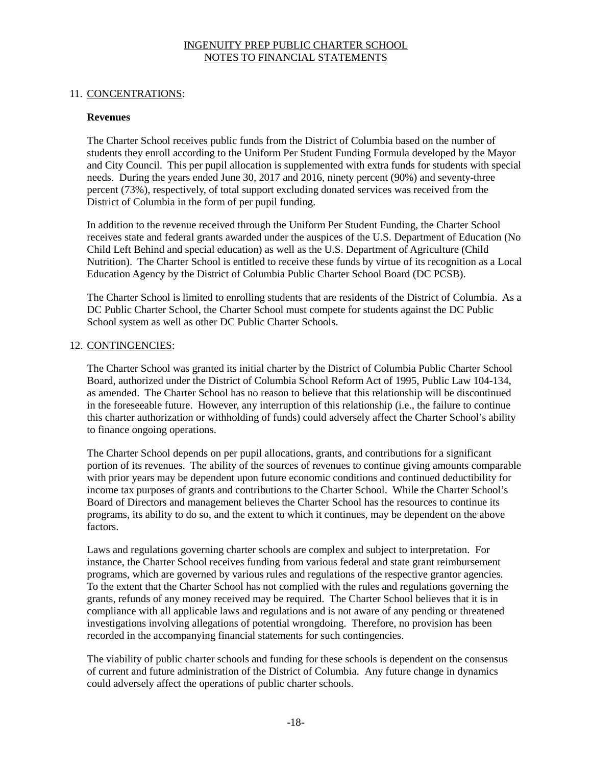# INGENUITY PREP PUBLIC CHARTER SCHOOL
## NOTES TO FINANCIAL STATEMENTS

### 11. CONCENTRATIONS:

**Revenues**

The Charter School receives public funds from the District of Columbia based on the number of students they enroll according to the Uniform Per Student Funding Formula developed by the Mayor and City Council. This per pupil allocation is supplemented with extra funds for students with special needs. During the years ended June 30, 2017 and 2016, ninety percent (90%) and seventy-three percent (73%), respectively, of total support excluding donated services was received from the District of Columbia in the form of per pupil funding.

In addition to the revenue received through the Uniform Per Student Funding, the Charter School receives state and federal grants awarded under the auspices of the U.S. Department of Education (No Child Left Behind and special education) as well as the U.S. Department of Agriculture (Child Nutrition). The Charter School is entitled to receive these funds by virtue of its recognition as a Local Education Agency by the District of Columbia Public Charter School Board (DC PCSB).

The Charter School is limited to enrolling students that are residents of the District of Columbia. As a DC Public Charter School, the Charter School must compete for students against the DC Public School system as well as other DC Public Charter Schools.

### 12. CONTINGENCIES:

The Charter School was granted its initial charter by the District of Columbia Public Charter School Board, authorized under the District of Columbia School Reform Act of 1995, Public Law 104-134, as amended. The Charter School has no reason to believe that this relationship will be discontinued in the foreseeable future. However, any interruption of this relationship (i.e., the failure to continue this charter authorization or withholding of funds) could adversely affect the Charter School's ability to finance ongoing operations.

The Charter School depends on per pupil allocations, grants, and contributions for a significant portion of its revenues. The ability of the sources of revenues to continue giving amounts comparable with prior years may be dependent upon future economic conditions and continued deductibility for income tax purposes of grants and contributions to the Charter School. While the Charter School's Board of Directors and management believes the Charter School has the resources to continue its programs, its ability to do so, and the extent to which it continues, may be dependent on the above factors.

Laws and regulations governing charter schools are complex and subject to interpretation. For instance, the Charter School receives funding from various federal and state grant reimbursement programs, which are governed by various rules and regulations of the respective grantor agencies. To the extent that the Charter School has not complied with the rules and regulations governing the grants, refunds of any money received may be required. The Charter School believes that it is in compliance with all applicable laws and regulations and is not aware of any pending or threatened investigations involving allegations of potential wrongdoing. Therefore, no provision has been recorded in the accompanying financial statements for such contingencies.

The viability of public charter schools and funding for these schools is dependent on the consensus of current and future administration of the District of Columbia. Any future change in dynamics could adversely affect the operations of public charter schools.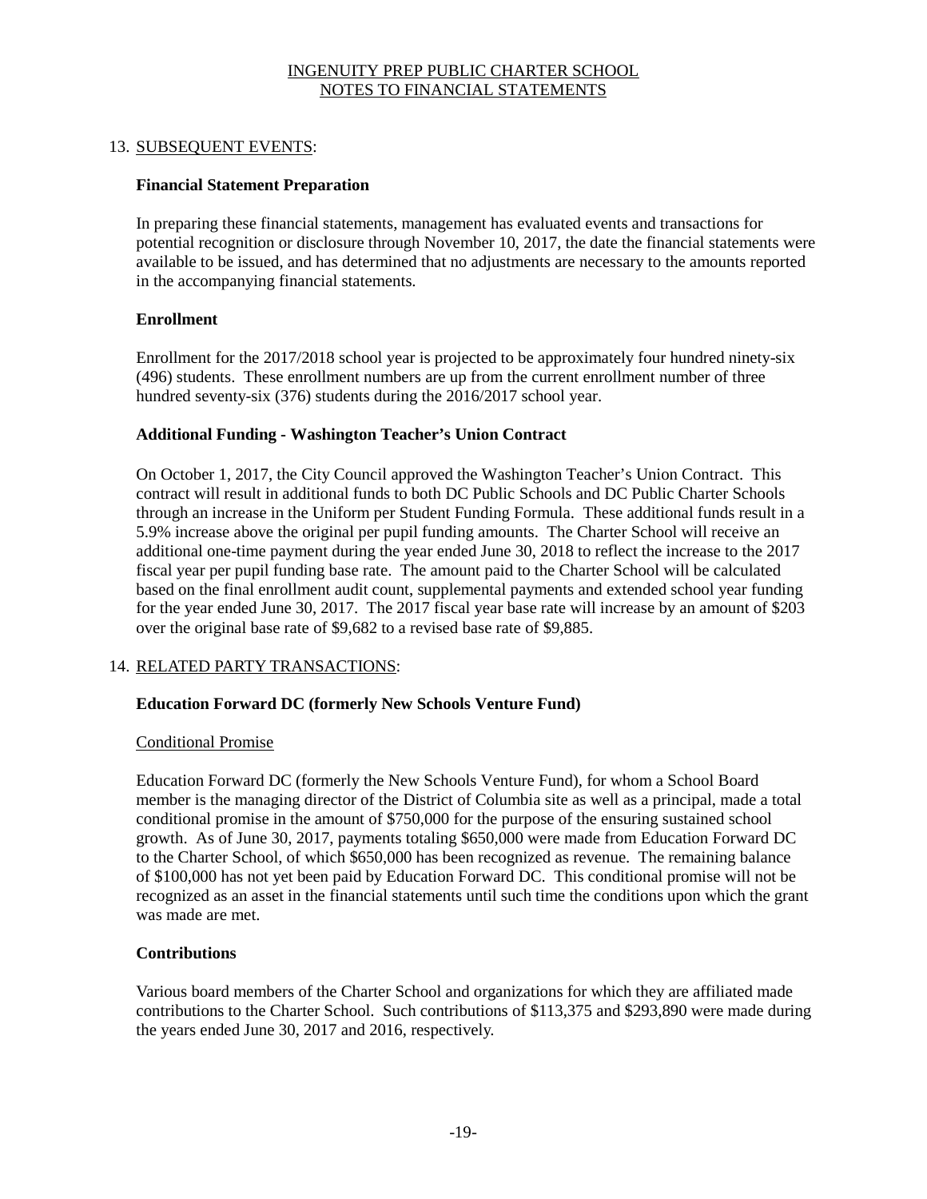INGENUITY PREP PUBLIC CHARTER SCHOOL
NOTES TO FINANCIAL STATEMENTS

## 13. SUBSEQUENT EVENTS:

### Financial Statement Preparation

In preparing these financial statements, management has evaluated events and transactions for potential recognition or disclosure through November 10, 2017, the date the financial statements were available to be issued, and has determined that no adjustments are necessary to the amounts reported in the accompanying financial statements.

### Enrollment

Enrollment for the 2017/2018 school year is projected to be approximately four hundred ninety-six (496) students. These enrollment numbers are up from the current enrollment number of three hundred seventy-six (376) students during the 2016/2017 school year.

### Additional Funding - Washington Teacher's Union Contract

On October 1, 2017, the City Council approved the Washington Teacher's Union Contract. This contract will result in additional funds to both DC Public Schools and DC Public Charter Schools through an increase in the Uniform per Student Funding Formula. These additional funds result in a 5.9% increase above the original per pupil funding amounts. The Charter School will receive an additional one-time payment during the year ended June 30, 2018 to reflect the increase to the 2017 fiscal year per pupil funding base rate. The amount paid to the Charter School will be calculated based on the final enrollment audit count, supplemental payments and extended school year funding for the year ended June 30, 2017. The 2017 fiscal year base rate will increase by an amount of $203 over the original base rate of $9,682 to a revised base rate of $9,885.

## 14. RELATED PARTY TRANSACTIONS:

### Education Forward DC (formerly New Schools Venture Fund)

Conditional Promise

Education Forward DC (formerly the New Schools Venture Fund), for whom a School Board member is the managing director of the District of Columbia site as well as a principal, made a total conditional promise in the amount of $750,000 for the purpose of the ensuring sustained school growth. As of June 30, 2017, payments totaling $650,000 were made from Education Forward DC to the Charter School, of which $650,000 has been recognized as revenue. The remaining balance of $100,000 has not yet been paid by Education Forward DC. This conditional promise will not be recognized as an asset in the financial statements until such time the conditions upon which the grant was made are met.

### Contributions

Various board members of the Charter School and organizations for which they are affiliated made contributions to the Charter School. Such contributions of $113,375 and $293,890 were made during the years ended June 30, 2017 and 2016, respectively.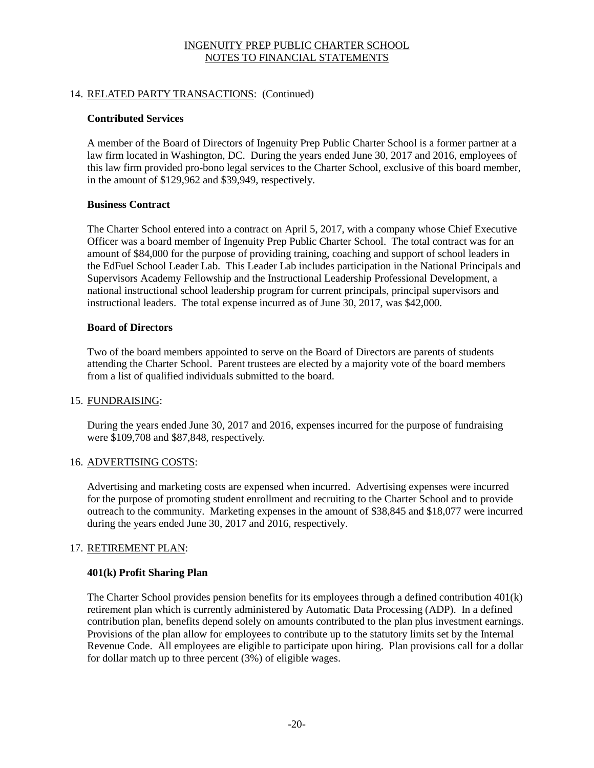INGENUITY PREP PUBLIC CHARTER SCHOOL
NOTES TO FINANCIAL STATEMENTS

## 14. RELATED PARTY TRANSACTIONS: (Continued)

### Contributed Services

A member of the Board of Directors of Ingenuity Prep Public Charter School is a former partner at a law firm located in Washington, DC. During the years ended June 30, 2017 and 2016, employees of this law firm provided pro-bono legal services to the Charter School, exclusive of this board member, in the amount of $129,962 and $39,949, respectively.

### Business Contract

The Charter School entered into a contract on April 5, 2017, with a company whose Chief Executive Officer was a board member of Ingenuity Prep Public Charter School. The total contract was for an amount of $84,000 for the purpose of providing training, coaching and support of school leaders in the EdFuel School Leader Lab. This Leader Lab includes participation in the National Principals and Supervisors Academy Fellowship and the Instructional Leadership Professional Development, a national instructional school leadership program for current principals, principal supervisors and instructional leaders. The total expense incurred as of June 30, 2017, was $42,000.

### Board of Directors

Two of the board members appointed to serve on the Board of Directors are parents of students attending the Charter School. Parent trustees are elected by a majority vote of the board members from a list of qualified individuals submitted to the board.

## 15. FUNDRAISING:

During the years ended June 30, 2017 and 2016, expenses incurred for the purpose of fundraising were $109,708 and $87,848, respectively.

## 16. ADVERTISING COSTS:

Advertising and marketing costs are expensed when incurred. Advertising expenses were incurred for the purpose of promoting student enrollment and recruiting to the Charter School and to provide outreach to the community. Marketing expenses in the amount of $38,845 and $18,077 were incurred during the years ended June 30, 2017 and 2016, respectively.

## 17. RETIREMENT PLAN:

### 401(k) Profit Sharing Plan

The Charter School provides pension benefits for its employees through a defined contribution 401(k) retirement plan which is currently administered by Automatic Data Processing (ADP). In a defined contribution plan, benefits depend solely on amounts contributed to the plan plus investment earnings. Provisions of the plan allow for employees to contribute up to the statutory limits set by the Internal Revenue Code. All employees are eligible to participate upon hiring. Plan provisions call for a dollar for dollar match up to three percent (3%) of eligible wages.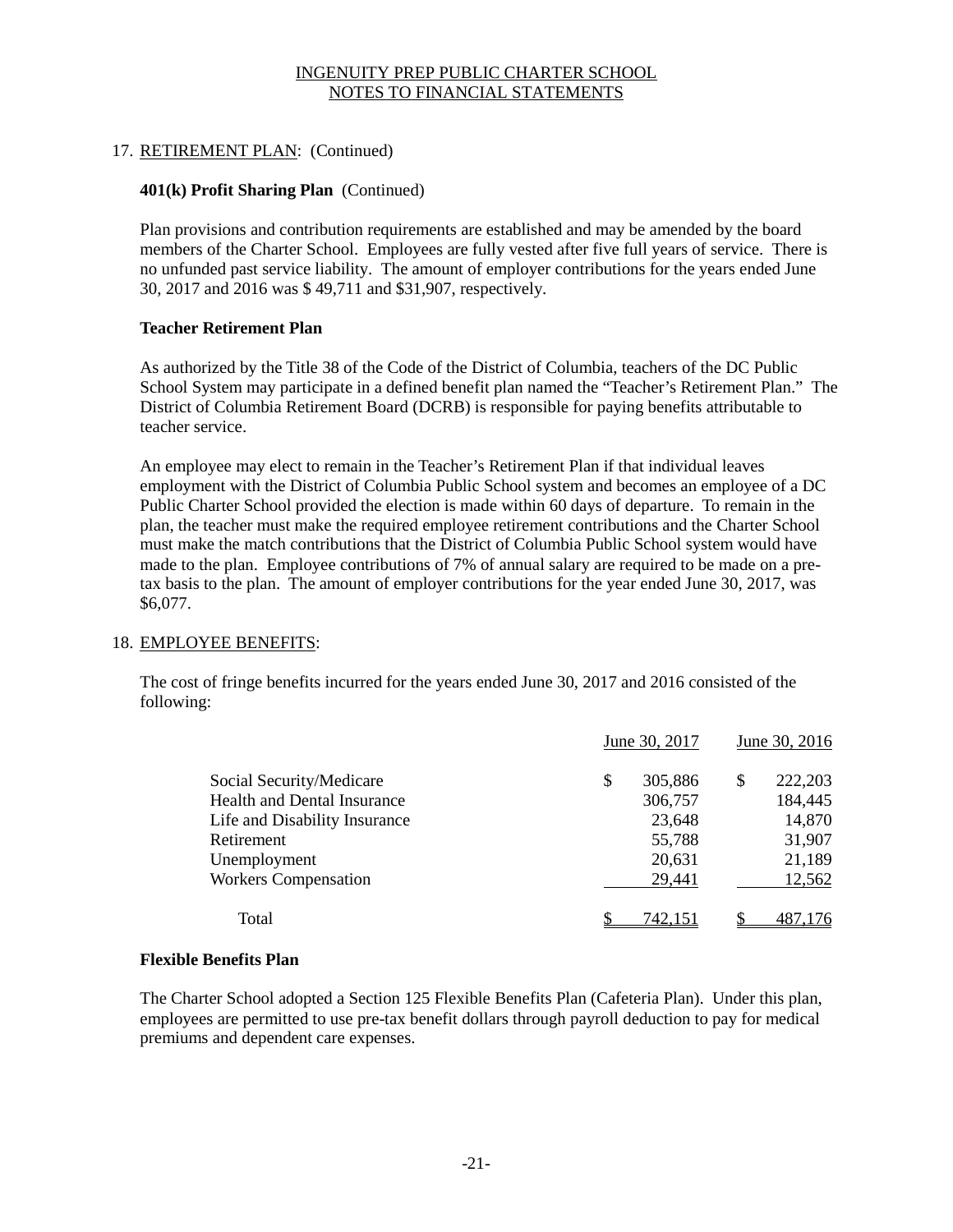## 17. RETIREMENT PLAN: (Continued)

### 401(k) Profit Sharing Plan (Continued)

Plan provisions and contribution requirements are established and may be amended by the board members of the Charter School. Employees are fully vested after five full years of service. There is no unfunded past service liability. The amount of employer contributions for the years ended June 30, 2017 and 2016 was $ 49,711 and $31,907, respectively.

### Teacher Retirement Plan

As authorized by the Title 38 of the Code of the District of Columbia, teachers of the DC Public School System may participate in a defined benefit plan named the "Teacher's Retirement Plan." The District of Columbia Retirement Board (DCRB) is responsible for paying benefits attributable to teacher service.

An employee may elect to remain in the Teacher's Retirement Plan if that individual leaves employment with the District of Columbia Public School system and becomes an employee of a DC Public Charter School provided the election is made within 60 days of departure. To remain in the plan, the teacher must make the required employee retirement contributions and the Charter School must make the match contributions that the District of Columbia Public School system would have made to the plan. Employee contributions of 7% of annual salary are required to be made on a pre-tax basis to the plan. The amount of employer contributions for the year ended June 30, 2017, was $6,077.

## 18. EMPLOYEE BENEFITS:

The cost of fringe benefits incurred for the years ended June 30, 2017 and 2016 consisted of the following:

| | June 30, 2017 | June 30, 2016 |
|---|---|---|
| Social Security/Medicare | $ 305,886 | $ 222,203 |
| Health and Dental Insurance | 306,757 | 184,445 |
| Life and Disability Insurance | 23,648 | 14,870 |
| Retirement | 55,788 | 31,907 |
| Unemployment | 20,631 | 21,189 |
| Workers Compensation | 29,441 | 12,562 |
| Total | $ 742,151 | $ 487,176 |

### Flexible Benefits Plan

The Charter School adopted a Section 125 Flexible Benefits Plan (Cafeteria Plan). Under this plan, employees are permitted to use pre-tax benefit dollars through payroll deduction to pay for medical premiums and dependent care expenses.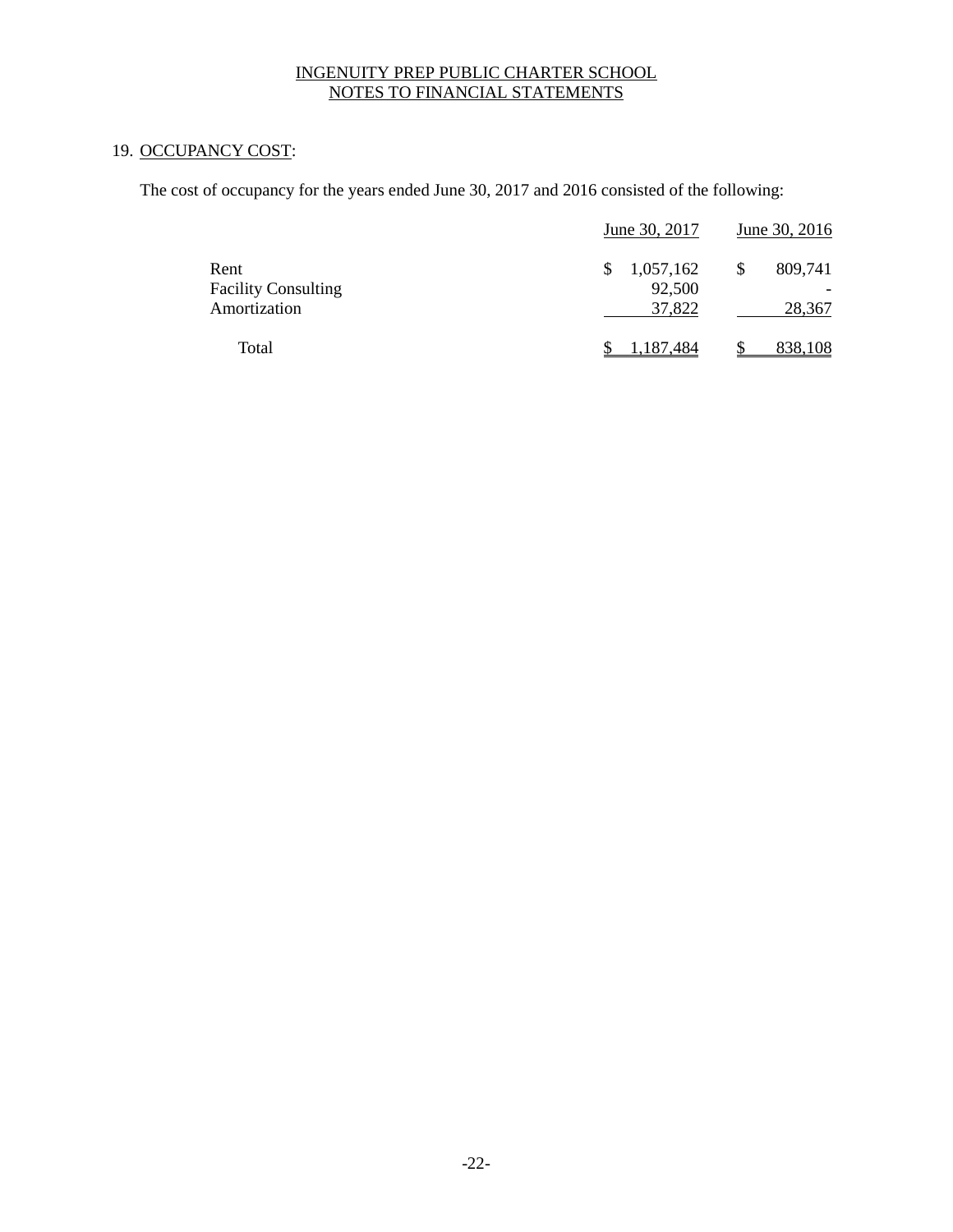INGENUITY PREP PUBLIC CHARTER SCHOOL
NOTES TO FINANCIAL STATEMENTS

## 19. OCCUPANCY COST:

The cost of occupancy for the years ended June 30, 2017 and 2016 consisted of the following:

| | June 30, 2017 | June 30, 2016 |
|---|---|---|
| Rent | $ 1,057,162 | $ 809,741 |
| Facility Consulting | 92,500 | - |
| Amortization | 37,822 | 28,367 |
| Total | $ 1,187,484 | $ 838,108 |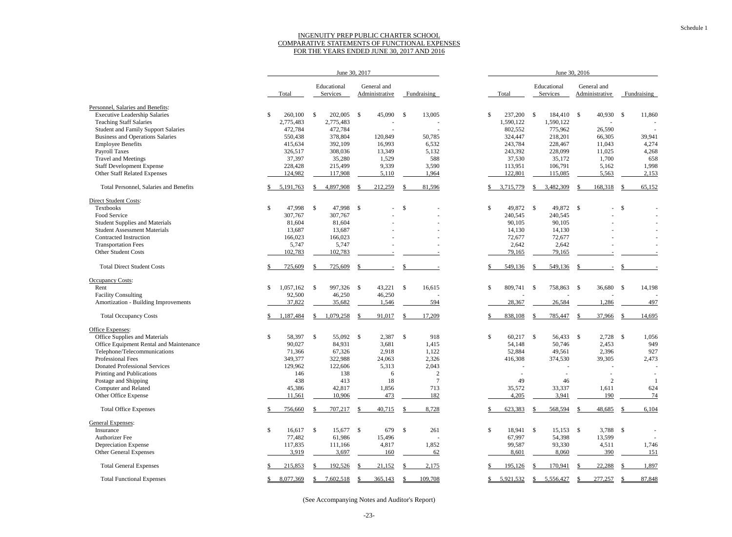Schedule 1

# INGENUITY PREP PUBLIC CHARTER SCHOOL
## COMPARATIVE STATEMENTS OF FUNCTIONAL EXPENSES
### FOR THE YEARS ENDED JUNE 30, 2017 AND 2016

| | June 30, 2017 | | | | June 30, 2016 | | | |
|---|---|---|---|---|---|---|---|---|
| | Total | Educational Services | General and Administrative | Fundraising | Total | Educational Services | General and Administrative | Fundraising |
| **Personnel, Salaries and Benefits:** | | | | | | | | |
| Executive Leadership Salaries | $ 260,100 | $ 202,005 | $ 45,090 | $ 13,005 | $ 237,200 | $ 184,410 | $ 40,930 | $ 11,860 |
| Teaching Staff Salaries | 2,775,483 | 2,775,483 | - | - | 1,590,122 | 1,590,122 | - | - |
| Student and Family Support Salaries | 472,784 | 472,784 | - | - | 802,552 | 775,962 | 26,590 | - |
| Business and Operations Salaries | 550,438 | 378,804 | 120,849 | 50,785 | 324,447 | 218,201 | 66,305 | 39,941 |
| Employee Benefits | 415,634 | 392,109 | 16,993 | 6,532 | 243,784 | 228,467 | 11,043 | 4,274 |
| Payroll Taxes | 326,517 | 308,036 | 13,349 | 5,132 | 243,392 | 228,099 | 11,025 | 4,268 |
| Travel and Meetings | 37,397 | 35,280 | 1,529 | 588 | 37,530 | 35,172 | 1,700 | 658 |
| Staff Development Expense | 228,428 | 215,499 | 9,339 | 3,590 | 113,951 | 106,791 | 5,162 | 1,998 |
| Other Staff Related Expenses | 124,982 | 117,908 | 5,110 | 1,964 | 122,801 | 115,085 | 5,563 | 2,153 |
| Total Personnel, Salaries and Benefits | $ 5,191,763 | $ 4,897,908 | $ 212,259 | $ 81,596 | $ 3,715,779 | $ 3,482,309 | $ 168,318 | $ 65,152 |
| **Direct Student Costs:** | | | | | | | | |
| Textbooks | $ 47,998 | $ 47,998 | $ - | $ - | $ 49,872 | $ 49,872 | $ - | $ - |
| Food Service | 307,767 | 307,767 | - | - | 240,545 | 240,545 | - | - |
| Student Supplies and Materials | 81,604 | 81,604 | - | - | 90,105 | 90,105 | - | - |
| Student Assessment Materials | 13,687 | 13,687 | - | - | 14,130 | 14,130 | - | - |
| Contracted Instruction | 166,023 | 166,023 | - | - | 72,677 | 72,677 | - | - |
| Transportation Fees | 5,747 | 5,747 | - | - | 2,642 | 2,642 | - | - |
| Other Student Costs | 102,783 | 102,783 | - | - | 79,165 | 79,165 | - | - |
| Total Direct Student Costs | $ 725,609 | $ 725,609 | $ - | $ - | $ 549,136 | $ 549,136 | $ - | $ - |
| **Occupancy Costs:** | | | | | | | | |
| Rent | $ 1,057,162 | $ 997,326 | $ 43,221 | $ 16,615 | $ 809,741 | $ 758,863 | $ 36,680 | $ 14,198 |
| Facility Consulting | 92,500 | 46,250 | 46,250 | - | - | - | - | - |
| Amortization - Building Improvements | 37,822 | 35,682 | 1,546 | 594 | 28,367 | 26,584 | 1,286 | 497 |
| Total Occupancy Costs | $ 1,187,484 | $ 1,079,258 | $ 91,017 | $ 17,209 | $ 838,108 | $ 785,447 | $ 37,966 | $ 14,695 |
| **Office Expenses:** | | | | | | | | |
| Office Supplies and Materials | $ 58,397 | $ 55,092 | $ 2,387 | $ 918 | $ 60,217 | $ 56,433 | $ 2,728 | $ 1,056 |
| Office Equipment Rental and Maintenance | 90,027 | 84,931 | 3,681 | 1,415 | 54,148 | 50,746 | 2,453 | 949 |
| Telephone/Telecommunications | 71,366 | 67,326 | 2,918 | 1,122 | 52,884 | 49,561 | 2,396 | 927 |
| Professional Fees | 349,377 | 322,988 | 24,063 | 2,326 | 416,308 | 374,530 | 39,305 | 2,473 |
| Donated Professional Services | 129,962 | 122,606 | 5,313 | 2,043 | - | - | - | - |
| Printing and Publications | 146 | 138 | 6 | 2 | - | - | - | - |
| Postage and Shipping | 438 | 413 | 18 | 7 | 49 | 46 | 2 | 1 |
| Computer and Related | 45,386 | 42,817 | 1,856 | 713 | 35,572 | 33,337 | 1,611 | 624 |
| Other Office Expense | 11,561 | 10,906 | 473 | 182 | 4,205 | 3,941 | 190 | 74 |
| Total Office Expenses | $ 756,660 | $ 707,217 | $ 40,715 | $ 8,728 | $ 623,383 | $ 568,594 | $ 48,685 | $ 6,104 |
| **General Expenses:** | | | | | | | | |
| Insurance | $ 16,617 | $ 15,677 | $ 679 | $ 261 | $ 18,941 | $ 15,153 | $ 3,788 | $ - |
| Authorizer Fee | 77,482 | 61,986 | 15,496 | - | 67,997 | 54,398 | 13,599 | - |
| Depreciation Expense | 117,835 | 111,166 | 4,817 | 1,852 | 99,587 | 93,330 | 4,511 | 1,746 |
| Other General Expenses | 3,919 | 3,697 | 160 | 62 | 8,601 | 8,060 | 390 | 151 |
| Total General Expenses | $ 215,853 | $ 192,526 | $ 21,152 | $ 2,175 | $ 195,126 | $ 170,941 | $ 22,288 | $ 1,897 |
| Total Functional Expenses | $ 8,077,369 | $ 7,602,518 | $ 365,143 | $ 109,708 | $ 5,921,532 | $ 5,556,427 | $ 277,257 | $ 87,848 |

(See Accompanying Notes and Auditor's Report)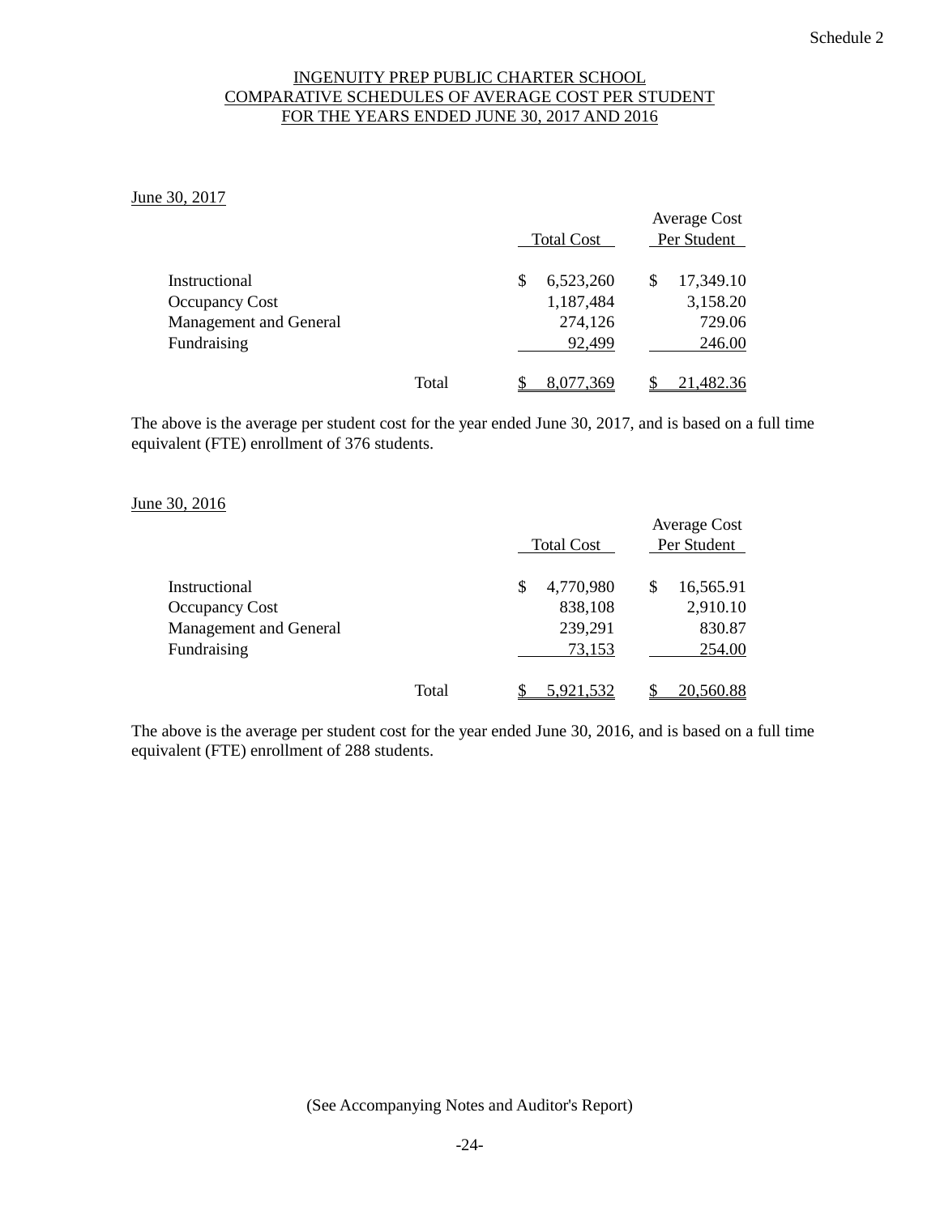Schedule 2

# INGENUITY PREP PUBLIC CHARTER SCHOOL
## COMPARATIVE SCHEDULES OF AVERAGE COST PER STUDENT
## FOR THE YEARS ENDED JUNE 30, 2017 AND 2016

June 30, 2017

| | Total Cost | Average Cost Per Student |
|---|---|---|
| Instructional | $ 6,523,260 | $ 17,349.10 |
| Occupancy Cost | 1,187,484 | 3,158.20 |
| Management and General | 274,126 | 729.06 |
| Fundraising | 92,499 | 246.00 |
| Total | $ 8,077,369 | $ 21,482.36 |

The above is the average per student cost for the year ended June 30, 2017, and is based on a full time equivalent (FTE) enrollment of 376 students.

June 30, 2016

| | Total Cost | Average Cost Per Student |
|---|---|---|
| Instructional | $ 4,770,980 | $ 16,565.91 |
| Occupancy Cost | 838,108 | 2,910.10 |
| Management and General | 239,291 | 830.87 |
| Fundraising | 73,153 | 254.00 |
| Total | $ 5,921,532 | $ 20,560.88 |

The above is the average per student cost for the year ended June 30, 2016, and is based on a full time equivalent (FTE) enrollment of 288 students.

(See Accompanying Notes and Auditor's Report)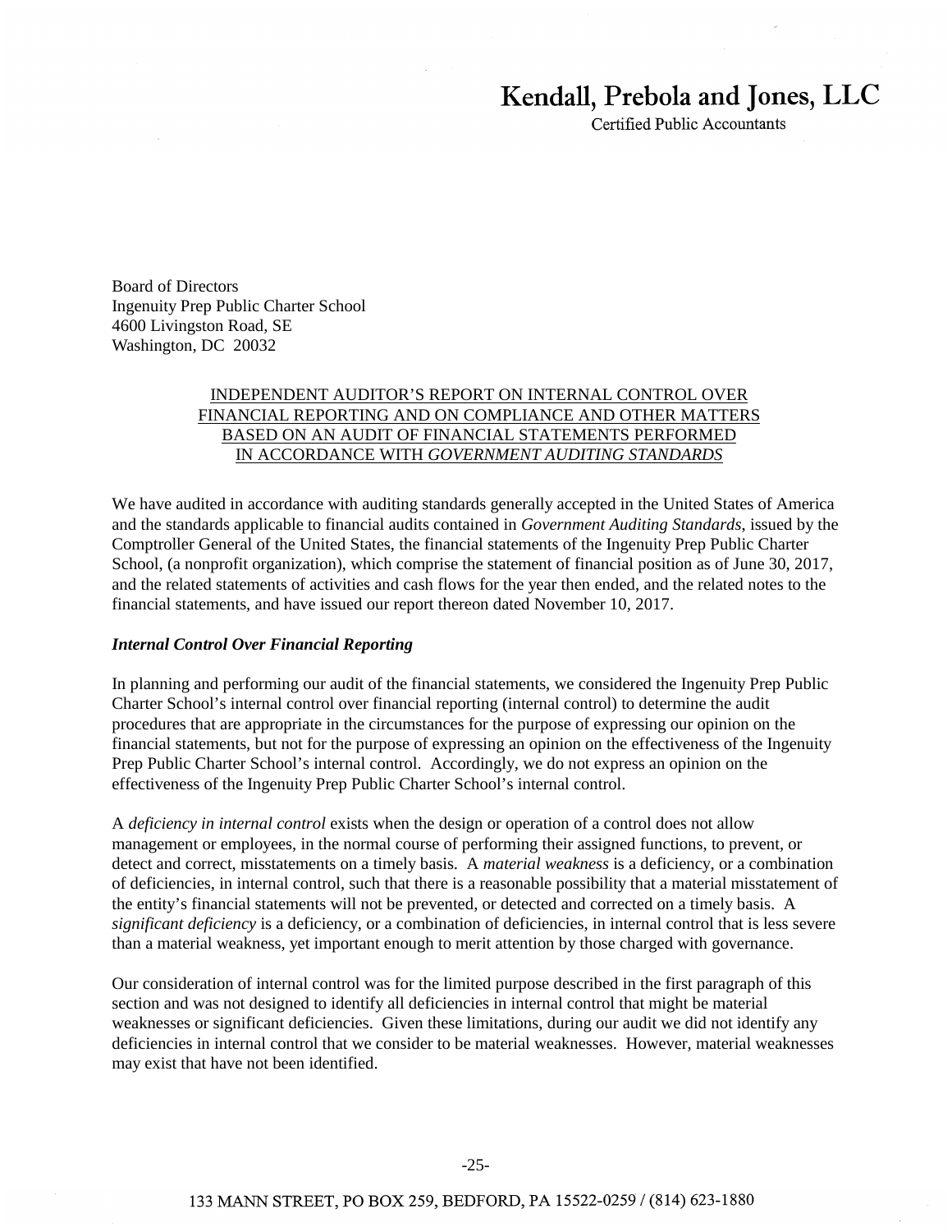# Kendall, Prebola and Jones, LLC

Certified Public Accountants

Board of Directors
Ingenuity Prep Public Charter School
4600 Livingston Road, SE
Washington, DC 20032

## INDEPENDENT AUDITOR'S REPORT ON INTERNAL CONTROL OVER FINANCIAL REPORTING AND ON COMPLIANCE AND OTHER MATTERS BASED ON AN AUDIT OF FINANCIAL STATEMENTS PERFORMED IN ACCORDANCE WITH *GOVERNMENT AUDITING STANDARDS*

We have audited in accordance with auditing standards generally accepted in the United States of America and the standards applicable to financial audits contained in *Government Auditing Standards*, issued by the Comptroller General of the United States, the financial statements of the Ingenuity Prep Public Charter School, (a nonprofit organization), which comprise the statement of financial position as of June 30, 2017, and the related statements of activities and cash flows for the year then ended, and the related notes to the financial statements, and have issued our report thereon dated November 10, 2017.

### *Internal Control Over Financial Reporting*

In planning and performing our audit of the financial statements, we considered the Ingenuity Prep Public Charter School's internal control over financial reporting (internal control) to determine the audit procedures that are appropriate in the circumstances for the purpose of expressing our opinion on the financial statements, but not for the purpose of expressing an opinion on the effectiveness of the Ingenuity Prep Public Charter School's internal control. Accordingly, we do not express an opinion on the effectiveness of the Ingenuity Prep Public Charter School's internal control.

A *deficiency in internal control* exists when the design or operation of a control does not allow management or employees, in the normal course of performing their assigned functions, to prevent, or detect and correct, misstatements on a timely basis. A *material weakness* is a deficiency, or a combination of deficiencies, in internal control, such that there is a reasonable possibility that a material misstatement of the entity's financial statements will not be prevented, or detected and corrected on a timely basis. A *significant deficiency* is a deficiency, or a combination of deficiencies, in internal control that is less severe than a material weakness, yet important enough to merit attention by those charged with governance.

Our consideration of internal control was for the limited purpose described in the first paragraph of this section and was not designed to identify all deficiencies in internal control that might be material weaknesses or significant deficiencies. Given these limitations, during our audit we did not identify any deficiencies in internal control that we consider to be material weaknesses. However, material weaknesses may exist that have not been identified.

133 MANN STREET, PO BOX 259, BEDFORD, PA 15522-0259 / (814) 623-1880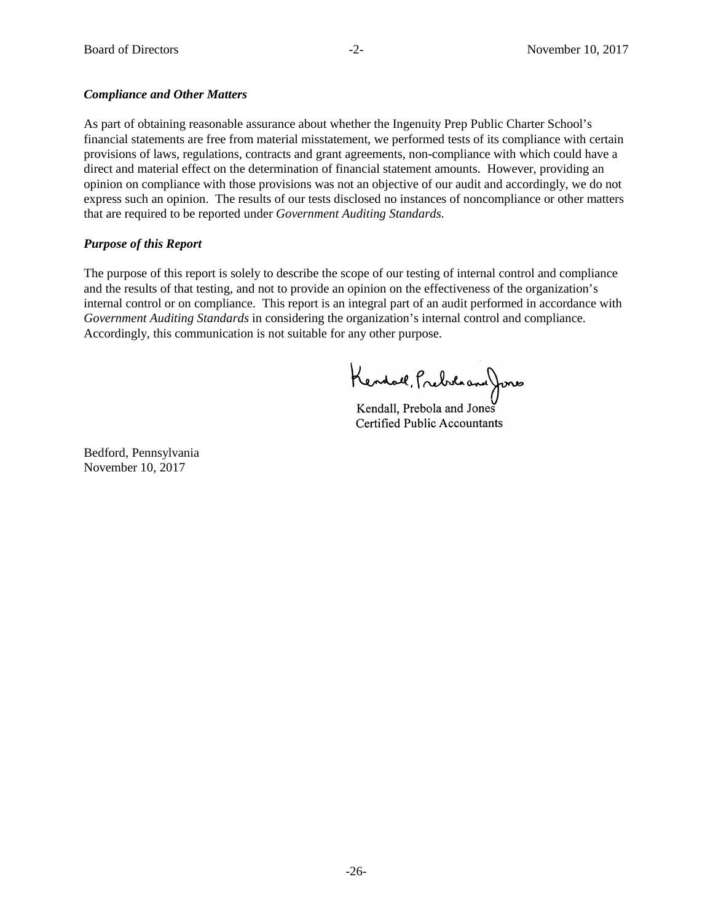***Compliance and Other Matters***

As part of obtaining reasonable assurance about whether the Ingenuity Prep Public Charter School's financial statements are free from material misstatement, we performed tests of its compliance with certain provisions of laws, regulations, contracts and grant agreements, non-compliance with which could have a direct and material effect on the determination of financial statement amounts. However, providing an opinion on compliance with those provisions was not an objective of our audit and accordingly, we do not express such an opinion. The results of our tests disclosed no instances of noncompliance or other matters that are required to be reported under *Government Auditing Standards.*

***Purpose of this Report***

The purpose of this report is solely to describe the scope of our testing of internal control and compliance and the results of that testing, and not to provide an opinion on the effectiveness of the organization's internal control or on compliance. This report is an integral part of an audit performed in accordance with *Government Auditing Standards* in considering the organization's internal control and compliance. Accordingly, this communication is not suitable for any other purpose.

Kendall, Prebola and Jones
Certified Public Accountants

Bedford, Pennsylvania
November 10, 2017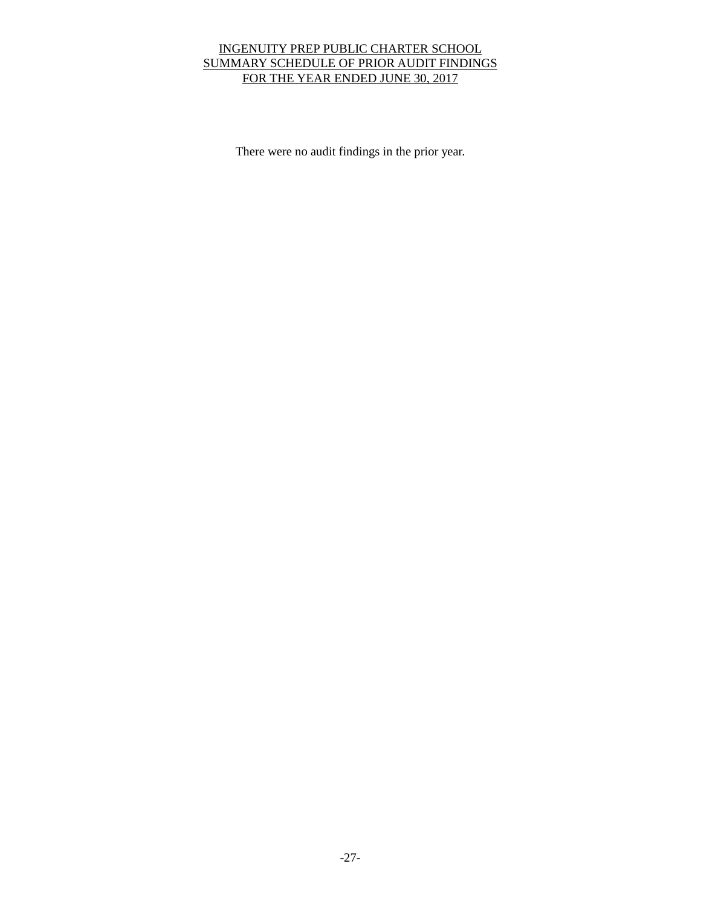# INGENUITY PREP PUBLIC CHARTER SCHOOL
# SUMMARY SCHEDULE OF PRIOR AUDIT FINDINGS
# FOR THE YEAR ENDED JUNE 30, 2017

There were no audit findings in the prior year.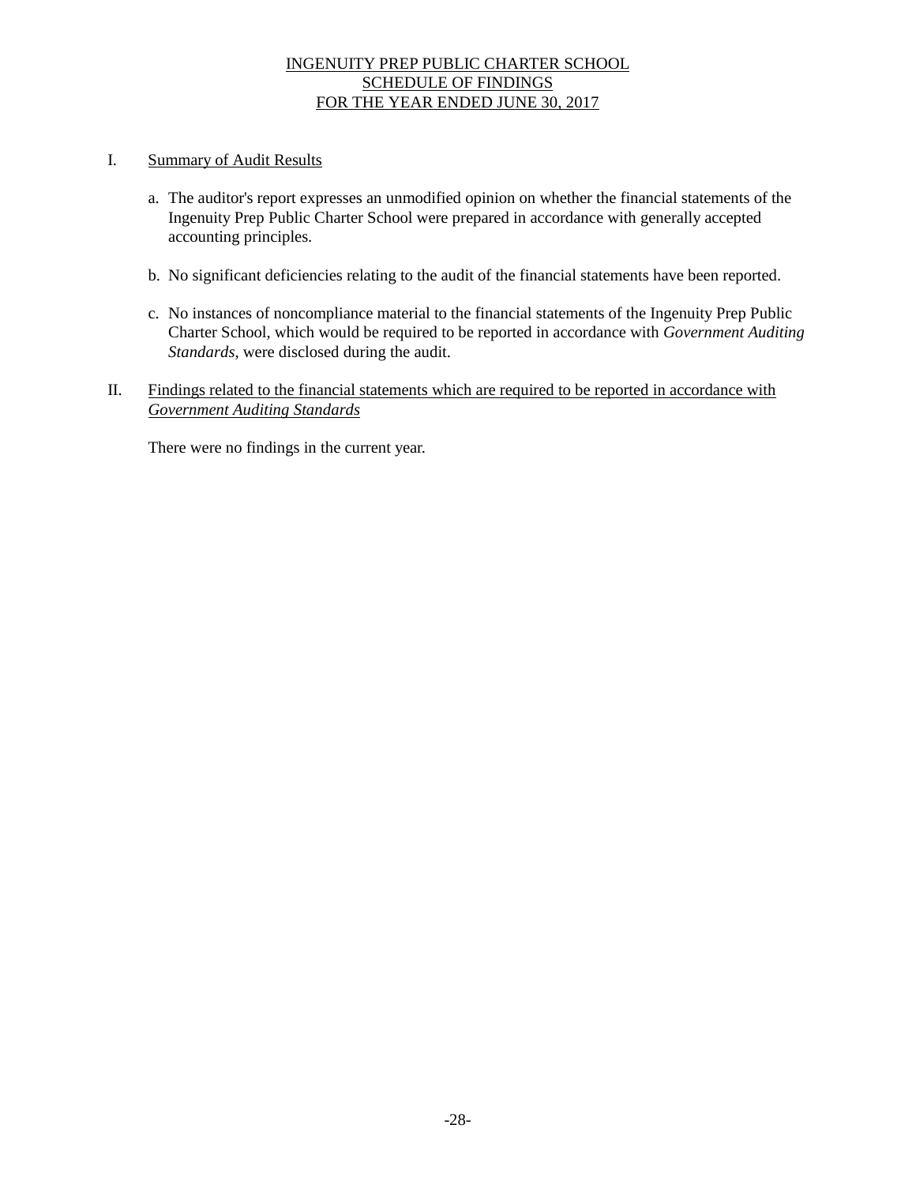# INGENUITY PREP PUBLIC CHARTER SCHOOL
## SCHEDULE OF FINDINGS
## FOR THE YEAR ENDED JUNE 30, 2017

I. Summary of Audit Results

a. The auditor's report expresses an unmodified opinion on whether the financial statements of the Ingenuity Prep Public Charter School were prepared in accordance with generally accepted accounting principles.

b. No significant deficiencies relating to the audit of the financial statements have been reported.

c. No instances of noncompliance material to the financial statements of the Ingenuity Prep Public Charter School, which would be required to be reported in accordance with *Government Auditing Standards*, were disclosed during the audit.

II. Findings related to the financial statements which are required to be reported in accordance with *Government Auditing Standards*

There were no findings in the current year.